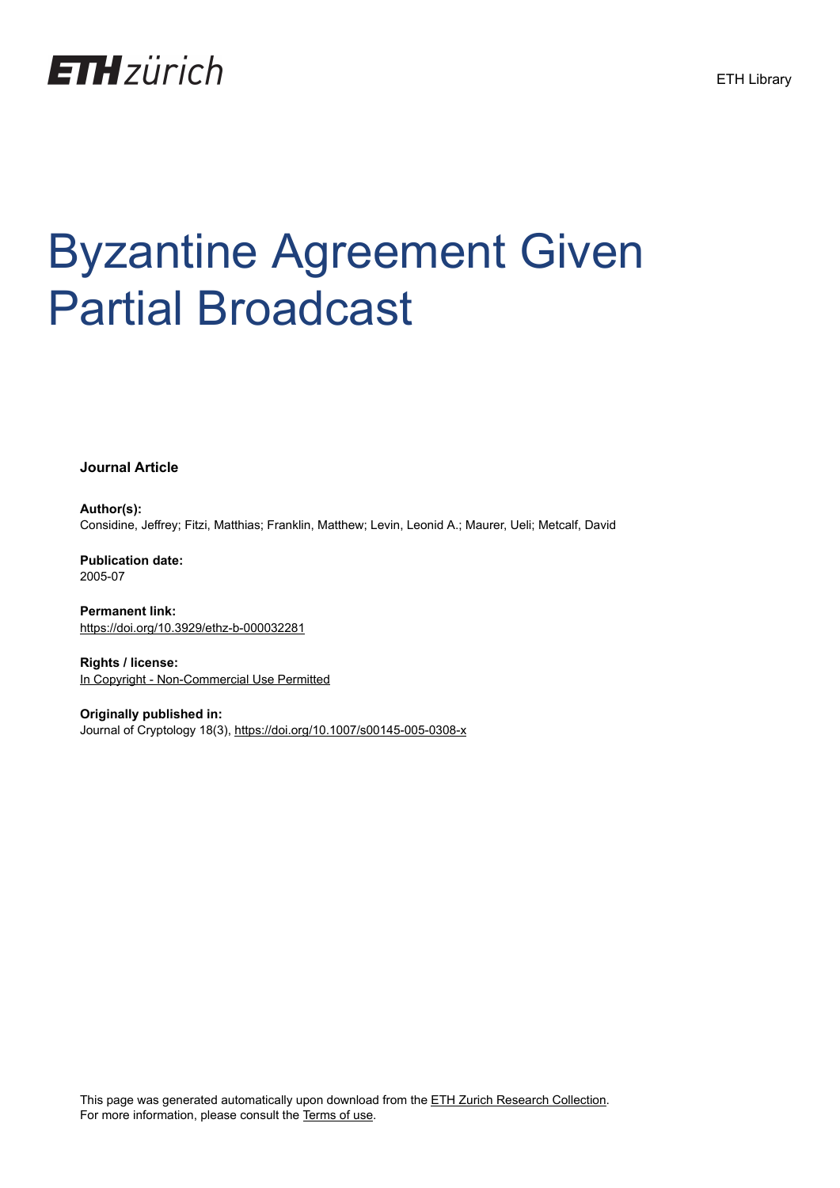ETH zürich

ETH Library

# Byzantine Agreement Given Partial Broadcast

**Journal Article**

**Author(s):**
Considine, Jeffrey; Fitzi, Matthias; Franklin, Matthew; Levin, Leonid A.; Maurer, Ueli; Metcalf, David

**Publication date:**
2005-07

**Permanent link:**
https://doi.org/10.3929/ethz-b-000032281

**Rights / license:**
In Copyright - Non-Commercial Use Permitted

**Originally published in:**
Journal of Cryptology 18(3), https://doi.org/10.1007/s00145-005-0308-x

This page was generated automatically upon download from the ETH Zurich Research Collection.
For more information, please consult the Terms of use.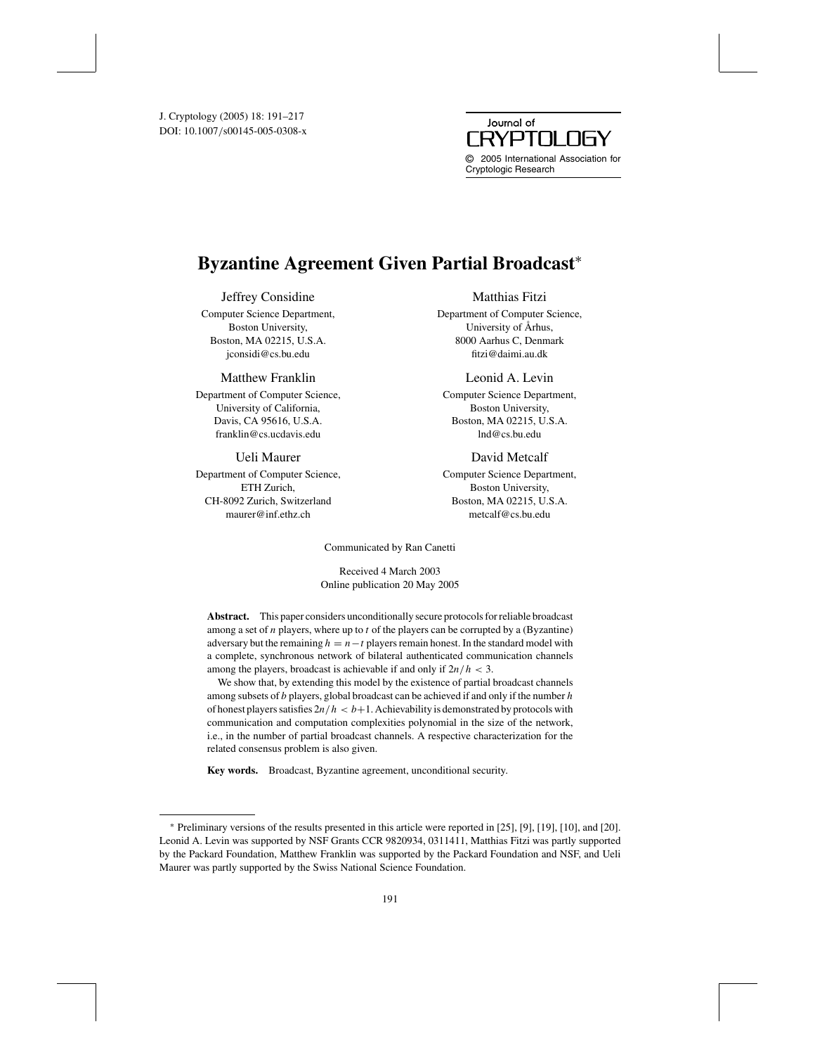# Byzantine Agreement Given Partial Broadcast*

Jeffrey Considine
Computer Science Department,
Boston University,
Boston, MA 02215, U.S.A.
jconsidi@cs.bu.edu

Matthias Fitzi
Department of Computer Science,
University of Århus,
8000 Aarhus C, Denmark
fitzi@daimi.au.dk

Matthew Franklin
Department of Computer Science,
University of California,
Davis, CA 95616, U.S.A.
franklin@cs.ucdavis.edu

Leonid A. Levin
Computer Science Department,
Boston University,
Boston, MA 02215, U.S.A.
lnd@cs.bu.edu

Ueli Maurer
Department of Computer Science,
ETH Zurich,
CH-8092 Zurich, Switzerland
maurer@inf.ethz.ch

David Metcalf
Computer Science Department,
Boston University,
Boston, MA 02215, U.S.A.
metcalf@cs.bu.edu

Communicated by Ran Canetti

Received 4 March 2003
Online publication 20 May 2005

**Abstract.** This paper considers unconditionally secure protocols for reliable broadcast among a set of $n$ players, where up to $t$ of the players can be corrupted by a (Byzantine) adversary but the remaining $h = n - t$ players remain honest. In the standard model with a complete, synchronous network of bilateral authenticated communication channels among the players, broadcast is achievable if and only if $2n/h < 3$.

We show that, by extending this model by the existence of partial broadcast channels among subsets of $b$ players, global broadcast can be achieved if and only if the number $h$ of honest players satisfies $2n/h < b+1$. Achievability is demonstrated by protocols with communication and computation complexities polynomial in the size of the network, i.e., in the number of partial broadcast channels. A respective characterization for the related consensus problem is also given.

**Key words.** Broadcast, Byzantine agreement, unconditional security.

---

* Preliminary versions of the results presented in this article were reported in [25], [9], [19], [10], and [20]. Leonid A. Levin was supported by NSF Grants CCR 9820934, 0311411, Matthias Fitzi was partly supported by the Packard Foundation, Matthew Franklin was supported by the Packard Foundation and NSF, and Ueli Maurer was partly supported by the Swiss National Science Foundation.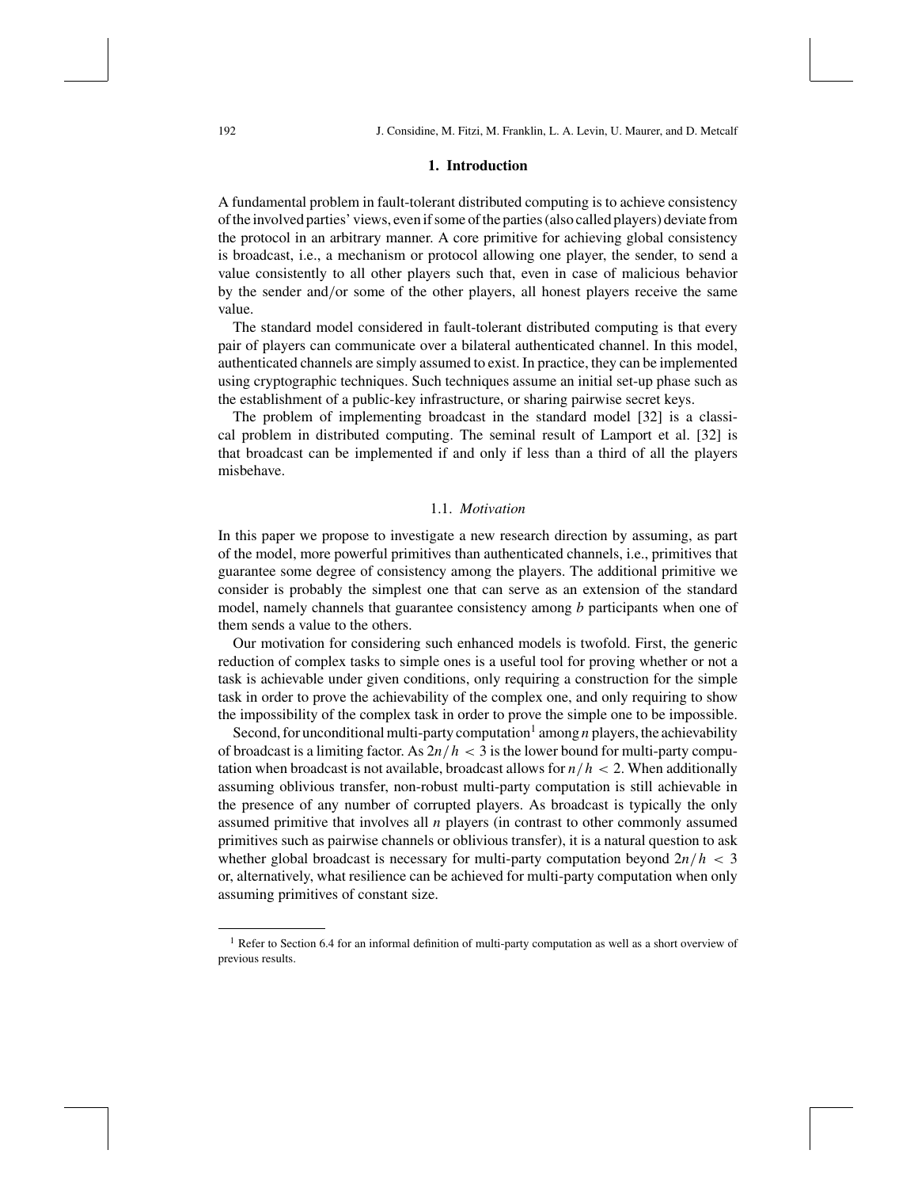## 1. Introduction

A fundamental problem in fault-tolerant distributed computing is to achieve consistency of the involved parties' views, even if some of the parties (also called players) deviate from the protocol in an arbitrary manner. A core primitive for achieving global consistency is broadcast, i.e., a mechanism or protocol allowing one player, the sender, to send a value consistently to all other players such that, even in case of malicious behavior by the sender and/or some of the other players, all honest players receive the same value.

The standard model considered in fault-tolerant distributed computing is that every pair of players can communicate over a bilateral authenticated channel. In this model, authenticated channels are simply assumed to exist. In practice, they can be implemented using cryptographic techniques. Such techniques assume an initial set-up phase such as the establishment of a public-key infrastructure, or sharing pairwise secret keys.

The problem of implementing broadcast in the standard model [32] is a classical problem in distributed computing. The seminal result of Lamport et al. [32] is that broadcast can be implemented if and only if less than a third of all the players misbehave.

### 1.1. *Motivation*

In this paper we propose to investigate a new research direction by assuming, as part of the model, more powerful primitives than authenticated channels, i.e., primitives that guarantee some degree of consistency among the players. The additional primitive we consider is probably the simplest one that can serve as an extension of the standard model, namely channels that guarantee consistency among $b$ participants when one of them sends a value to the others.

Our motivation for considering such enhanced models is twofold. First, the generic reduction of complex tasks to simple ones is a useful tool for proving whether or not a task is achievable under given conditions, only requiring a construction for the simple task in order to prove the achievability of the complex one, and only requiring to show the impossibility of the complex task in order to prove the simple one to be impossible.

Second, for unconditional multi-party computation[1] among $n$ players, the achievability of broadcast is a limiting factor. As $2n/h < 3$ is the lower bound for multi-party computation when broadcast is not available, broadcast allows for $n/h < 2$. When additionally assuming oblivious transfer, non-robust multi-party computation is still achievable in the presence of any number of corrupted players. As broadcast is typically the only assumed primitive that involves all $n$ players (in contrast to other commonly assumed primitives such as pairwise channels or oblivious transfer), it is a natural question to ask whether global broadcast is necessary for multi-party computation beyond $2n/h < 3$ or, alternatively, what resilience can be achieved for multi-party computation when only assuming primitives of constant size.

[1] Refer to Section 6.4 for an informal definition of multi-party computation as well as a short overview of previous results.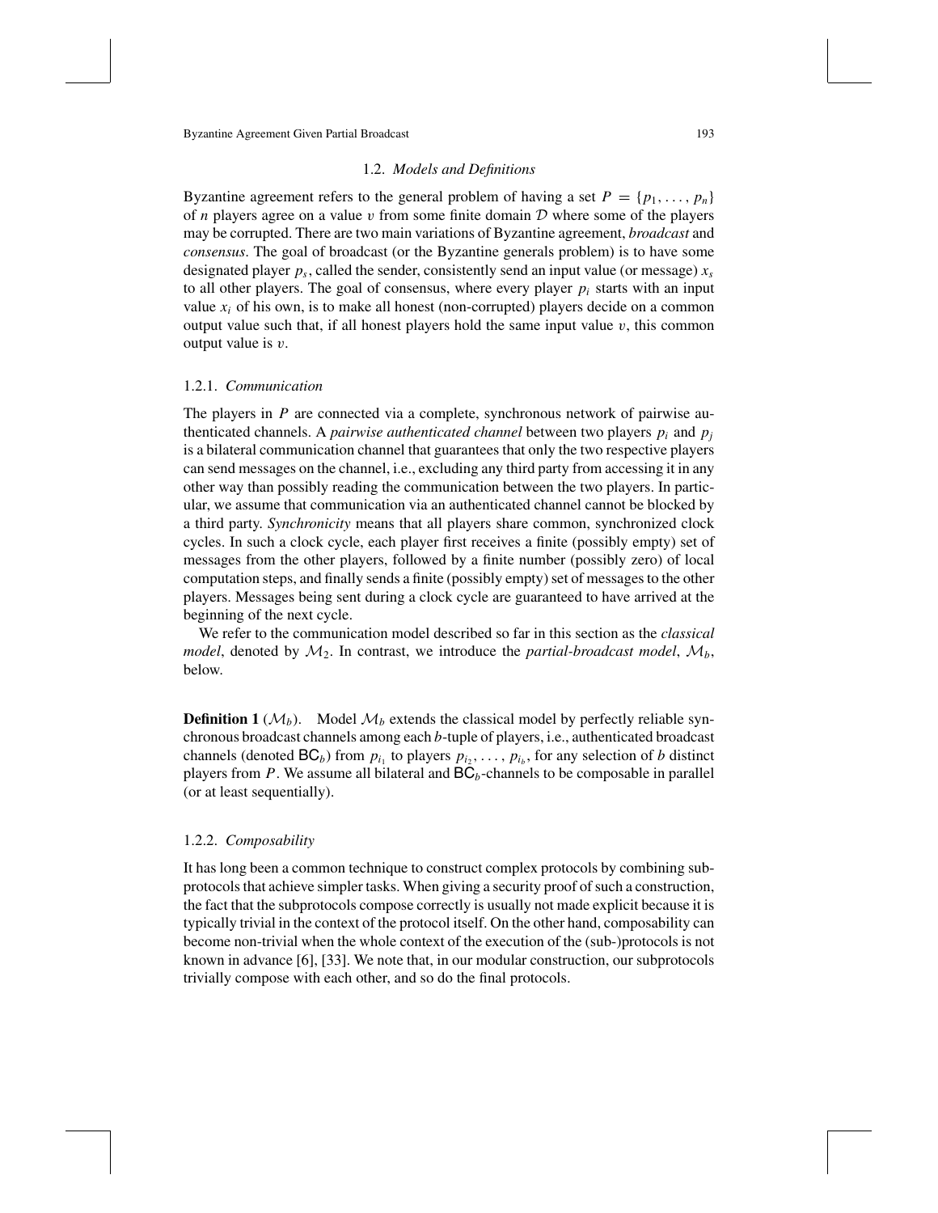## 1.2. *Models and Definitions*

Byzantine agreement refers to the general problem of having a set $P = \{p_1, \ldots, p_n\}$ of $n$ players agree on a value $v$ from some finite domain $\mathcal{D}$ where some of the players may be corrupted. There are two main variations of Byzantine agreement, *broadcast* and *consensus*. The goal of broadcast (or the Byzantine generals problem) is to have some designated player $p_s$, called the sender, consistently send an input value (or message) $x_s$ to all other players. The goal of consensus, where every player $p_i$ starts with an input value $x_i$ of his own, is to make all honest (non-corrupted) players decide on a common output value such that, if all honest players hold the same input value $v$, this common output value is $v$.

### 1.2.1. *Communication*

The players in $P$ are connected via a complete, synchronous network of pairwise authenticated channels. A *pairwise authenticated channel* between two players $p_i$ and $p_j$ is a bilateral communication channel that guarantees that only the two respective players can send messages on the channel, i.e., excluding any third party from accessing it in any other way than possibly reading the communication between the two players. In particular, we assume that communication via an authenticated channel cannot be blocked by a third party. *Synchronicity* means that all players share common, synchronized clock cycles. In such a clock cycle, each player first receives a finite (possibly empty) set of messages from the other players, followed by a finite number (possibly zero) of local computation steps, and finally sends a finite (possibly empty) set of messages to the other players. Messages being sent during a clock cycle are guaranteed to have arrived at the beginning of the next cycle.

We refer to the communication model described so far in this section as the *classical model*, denoted by $\mathcal{M}_2$. In contrast, we introduce the *partial-broadcast model*, $\mathcal{M}_b$, below.

**Definition 1** ($\mathcal{M}_b$). Model $\mathcal{M}_b$ extends the classical model by perfectly reliable synchronous broadcast channels among each $b$-tuple of players, i.e., authenticated broadcast channels (denoted $\mathsf{BC}_b$) from $p_{i_1}$ to players $p_{i_2}, \ldots, p_{i_b}$, for any selection of $b$ distinct players from $P$. We assume all bilateral and $\mathsf{BC}_b$-channels to be composable in parallel (or at least sequentially).

### 1.2.2. *Composability*

It has long been a common technique to construct complex protocols by combining subprotocols that achieve simpler tasks. When giving a security proof of such a construction, the fact that the subprotocols compose correctly is usually not made explicit because it is typically trivial in the context of the protocol itself. On the other hand, composability can become non-trivial when the whole context of the execution of the (sub-)protocols is not known in advance [6], [33]. We note that, in our modular construction, our subprotocols trivially compose with each other, and so do the final protocols.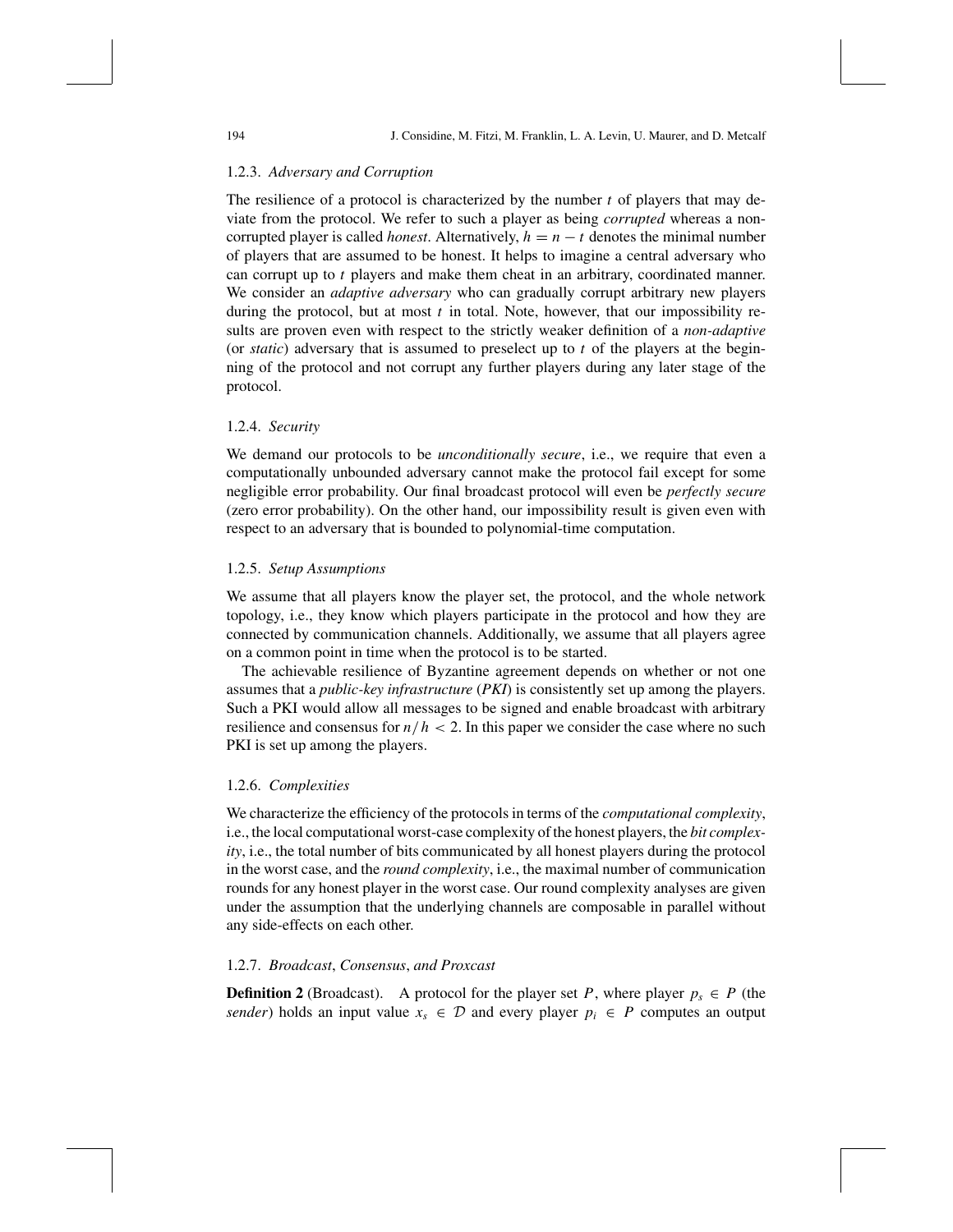#### 1.2.3. *Adversary and Corruption*

The resilience of a protocol is characterized by the number $t$ of players that may deviate from the protocol. We refer to such a player as being *corrupted* whereas a non-corrupted player is called *honest*. Alternatively, $h = n - t$ denotes the minimal number of players that are assumed to be honest. It helps to imagine a central adversary who can corrupt up to $t$ players and make them cheat in an arbitrary, coordinated manner. We consider an *adaptive adversary* who can gradually corrupt arbitrary new players during the protocol, but at most $t$ in total. Note, however, that our impossibility results are proven even with respect to the strictly weaker definition of a *non-adaptive* (or *static*) adversary that is assumed to preselect up to $t$ of the players at the beginning of the protocol and not corrupt any further players during any later stage of the protocol.

#### 1.2.4. *Security*

We demand our protocols to be *unconditionally secure*, i.e., we require that even a computationally unbounded adversary cannot make the protocol fail except for some negligible error probability. Our final broadcast protocol will even be *perfectly secure* (zero error probability). On the other hand, our impossibility result is given even with respect to an adversary that is bounded to polynomial-time computation.

#### 1.2.5. *Setup Assumptions*

We assume that all players know the player set, the protocol, and the whole network topology, i.e., they know which players participate in the protocol and how they are connected by communication channels. Additionally, we assume that all players agree on a common point in time when the protocol is to be started.

The achievable resilience of Byzantine agreement depends on whether or not one assumes that a *public-key infrastructure* (*PKI*) is consistently set up among the players. Such a PKI would allow all messages to be signed and enable broadcast with arbitrary resilience and consensus for $n/h < 2$. In this paper we consider the case where no such PKI is set up among the players.

#### 1.2.6. *Complexities*

We characterize the efficiency of the protocols in terms of the *computational complexity*, i.e., the local computational worst-case complexity of the honest players, the *bit complexity*, i.e., the total number of bits communicated by all honest players during the protocol in the worst case, and the *round complexity*, i.e., the maximal number of communication rounds for any honest player in the worst case. Our round complexity analyses are given under the assumption that the underlying channels are composable in parallel without any side-effects on each other.

#### 1.2.7. *Broadcast, Consensus, and Proxcast*

**Definition 2** (Broadcast). A protocol for the player set $P$, where player $p_s \in P$ (the *sender*) holds an input value $x_s \in \mathcal{D}$ and every player $p_i \in P$ computes an output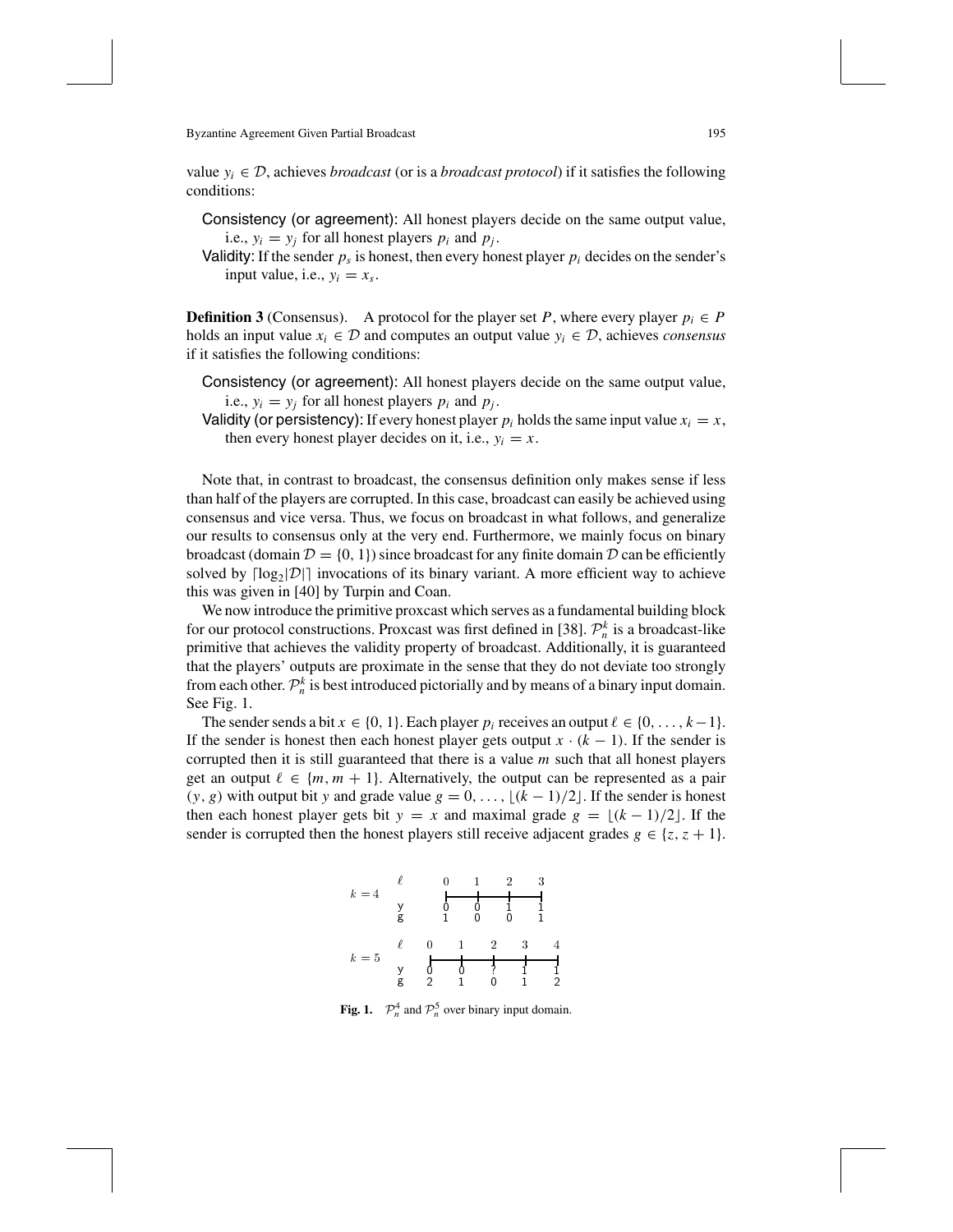value $y_i \in \mathcal{D}$, achieves *broadcast* (or is a *broadcast protocol*) if it satisfies the following conditions:

Consistency (or agreement): All honest players decide on the same output value, i.e., $y_i = y_j$ for all honest players $p_i$ and $p_j$.

Validity: If the sender $p_s$ is honest, then every honest player $p_i$ decides on the sender's input value, i.e., $y_i = x_s$.

**Definition 3** (Consensus). A protocol for the player set $P$, where every player $p_i \in P$ holds an input value $x_i \in \mathcal{D}$ and computes an output value $y_i \in \mathcal{D}$, achieves *consensus* if it satisfies the following conditions:

Consistency (or agreement): All honest players decide on the same output value, i.e., $y_i = y_j$ for all honest players $p_i$ and $p_j$.

Validity (or persistency): If every honest player $p_i$ holds the same input value $x_i = x$, then every honest player decides on it, i.e., $y_i = x$.

Note that, in contrast to broadcast, the consensus definition only makes sense if less than half of the players are corrupted. In this case, broadcast can easily be achieved using consensus and vice versa. Thus, we focus on broadcast in what follows, and generalize our results to consensus only at the very end. Furthermore, we mainly focus on binary broadcast (domain $\mathcal{D} = \{0, 1\}$) since broadcast for any finite domain $\mathcal{D}$ can be efficiently solved by $\lceil \log_2 |\mathcal{D}| \rceil$ invocations of its binary variant. A more efficient way to achieve this was given in [40] by Turpin and Coan.

We now introduce the primitive proxcast which serves as a fundamental building block for our protocol constructions. Proxcast was first defined in [38]. $\mathcal{P}_n^k$ is a broadcast-like primitive that achieves the validity property of broadcast. Additionally, it is guaranteed that the players' outputs are proximate in the sense that they do not deviate too strongly from each other. $\mathcal{P}_n^k$ is best introduced pictorially and by means of a binary input domain. See Fig. 1.

The sender sends a bit $x \in \{0, 1\}$. Each player $p_i$ receives an output $\ell \in \{0, \ldots, k-1\}$. If the sender is honest then each honest player gets output $x \cdot (k-1)$. If the sender is corrupted then it is still guaranteed that there is a value $m$ such that all honest players get an output $\ell \in \{m, m+1\}$. Alternatively, the output can be represented as a pair $(y, g)$ with output bit $y$ and grade value $g = 0, \ldots, \lfloor (k-1)/2 \rfloor$. If the sender is honest then each honest player gets bit $y = x$ and maximal grade $g = \lfloor (k-1)/2 \rfloor$. If the sender is corrupted then the honest players still receive adjacent grades $g \in \{z, z+1\}$.

| | | | | | | |
|---|---|---|---|---|---|---|
| $k = 4$ | $\ell$ | 0 | 1 | 2 | 3 | |
| | y | 0 | 0 | 1 | 1 | |
| | g | 1 | 0 | 0 | 1 | |
| $k = 5$ | $\ell$ | 0 | 1 | 2 | 3 | 4 |
| | y | 0 | 0 | ? | 1 | 1 |
| | g | 2 | 1 | 0 | 1 | 2 |

**Fig. 1.** $\mathcal{P}_n^4$ and $\mathcal{P}_n^5$ over binary input domain.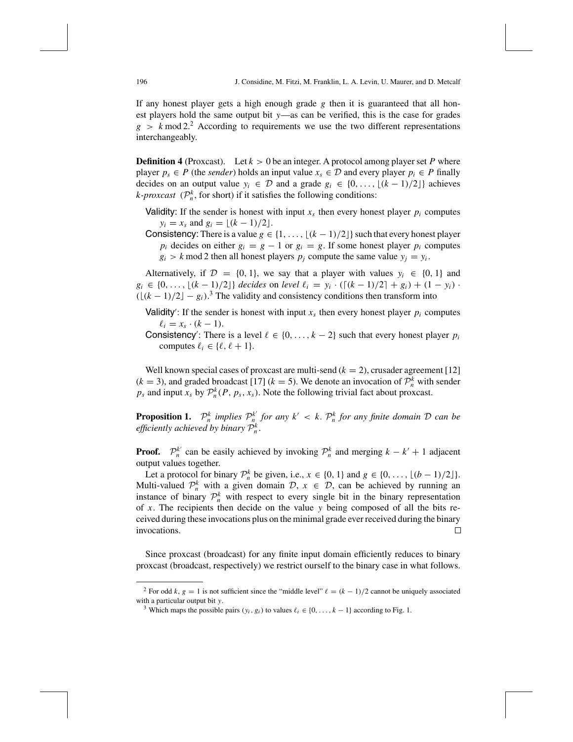If any honest player gets a high enough grade $g$ then it is guaranteed that all honest players hold the same output bit $y$—as can be verified, this is the case for grades $g > k \bmod 2$.[2] According to requirements we use the two different representations interchangeably.

**Definition 4** (Proxcast). Let $k > 0$ be an integer. A protocol among player set $P$ where player $p_s \in P$ (the *sender*) holds an input value $x_s \in \mathcal{D}$ and every player $p_i \in P$ finally decides on an output value $y_i \in \mathcal{D}$ and a grade $g_i \in \{0, \ldots, \lfloor (k-1)/2 \rfloor\}$ achieves *k-proxcast* ($\mathcal{P}_n^k$, for short) if it satisfies the following conditions:

- Validity: If the sender is honest with input $x_s$ then every honest player $p_i$ computes $y_i = x_s$ and $g_i = \lfloor (k-1)/2 \rfloor$.
- Consistency: There is a value $g \in \{1, \ldots, \lfloor (k-1)/2 \rfloor\}$ such that every honest player $p_i$ decides on either $g_i = g - 1$ or $g_i = g$. If some honest player $p_i$ computes $g_i > k \bmod 2$ then all honest players $p_j$ compute the same value $y_j = y_i$.

Alternatively, if $\mathcal{D} = \{0, 1\}$, we say that a player with values $y_i \in \{0, 1\}$ and $g_i \in \{0, \ldots, \lfloor (k-1)/2 \rfloor\}$ *decides* on *level* $\ell_i = y_i \cdot (\lceil (k-1)/2 \rceil + g_i) + (1 - y_i) \cdot (\lfloor (k-1)/2 \rfloor - g_i)$.[3] The validity and consistency conditions then transform into

- Validity′: If the sender is honest with input $x_s$ then every honest player $p_i$ computes $\ell_i = x_s \cdot (k-1)$.
- Consistency′: There is a level $\ell \in \{0, \ldots, k-2\}$ such that every honest player $p_i$ computes $\ell_i \in \{\ell, \ell + 1\}$.

Well known special cases of proxcast are multi-send ($k = 2$), crusader agreement [12] ($k = 3$), and graded broadcast [17] ($k = 5$). We denote an invocation of $\mathcal{P}_n^k$ with sender $p_s$ and input $x_s$ by $\mathcal{P}_n^k(P, p_s, x_s)$. Note the following trivial fact about proxcast.

**Proposition 1.** *$\mathcal{P}_n^k$ implies $\mathcal{P}_n^{k'}$ for any $k' < k$. $\mathcal{P}_n^k$ for any finite domain $\mathcal{D}$ can be efficiently achieved by binary $\mathcal{P}_n^k$.*

**Proof.** $\mathcal{P}_n^{k'}$ can be easily achieved by invoking $\mathcal{P}_n^k$ and merging $k - k' + 1$ adjacent output values together.

Let a protocol for binary $\mathcal{P}_n^k$ be given, i.e., $x \in \{0, 1\}$ and $g \in \{0, \ldots, \lfloor (b-1)/2 \rfloor\}$. Multi-valued $\mathcal{P}_n^k$ with a given domain $\mathcal{D}$, $x \in \mathcal{D}$, can be achieved by running an instance of binary $\mathcal{P}_n^k$ with respect to every single bit in the binary representation of $x$. The recipients then decide on the value $y$ being composed of all the bits received during these invocations plus on the minimal grade ever received during the binary invocations. □

Since proxcast (broadcast) for any finite input domain efficiently reduces to binary proxcast (broadcast, respectively) we restrict ourself to the binary case in what follows.

---

[2] For odd $k$, $g = 1$ is not sufficient since the "middle level" $\ell = (k-1)/2$ cannot be uniquely associated with a particular output bit $y$.

[3] Which maps the possible pairs $(y_i, g_i)$ to values $\ell_i \in \{0, \ldots, k-1\}$ according to Fig. 1.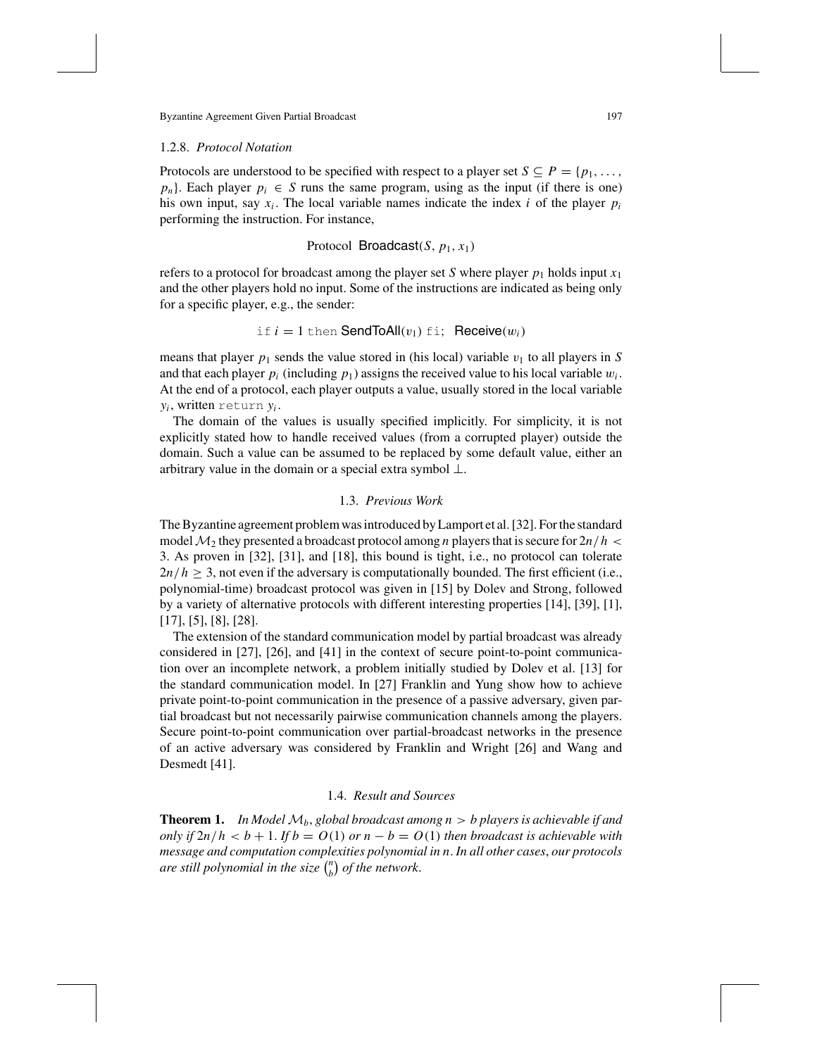### 1.2.8. *Protocol Notation*

Protocols are understood to be specified with respect to a player set $S \subseteq P = \{p_1, \ldots, p_n\}$. Each player $p_i \in S$ runs the same program, using as the input (if there is one) his own input, say $x_i$. The local variable names indicate the index $i$ of the player $p_i$ performing the instruction. For instance,

$$\text{Protocol } \mathsf{Broadcast}(S, p_1, x_1)$$

refers to a protocol for broadcast among the player set $S$ where player $p_1$ holds input $x_1$ and the other players hold no input. Some of the instructions are indicated as being only for a specific player, e.g., the sender:

$$\texttt{if } i = 1 \texttt{ then } \mathsf{SendToAll}(v_1) \texttt{ fi; } \mathsf{Receive}(w_i)$$

means that player $p_1$ sends the value stored in (his local) variable $v_1$ to all players in $S$ and that each player $p_i$ (including $p_1$) assigns the received value to his local variable $w_i$. At the end of a protocol, each player outputs a value, usually stored in the local variable $y_i$, written `return` $y_i$.

The domain of the values is usually specified implicitly. For simplicity, it is not explicitly stated how to handle received values (from a corrupted player) outside the domain. Such a value can be assumed to be replaced by some default value, either an arbitrary value in the domain or a special extra symbol $\perp$.

## 1.3. *Previous Work*

The Byzantine agreement problem was introduced by Lamport et al. [32]. For the standard model $\mathcal{M}_2$ they presented a broadcast protocol among $n$ players that is secure for $2n/h < 3$. As proven in [32], [31], and [18], this bound is tight, i.e., no protocol can tolerate $2n/h \geq 3$, not even if the adversary is computationally bounded. The first efficient (i.e., polynomial-time) broadcast protocol was given in [15] by Dolev and Strong, followed by a variety of alternative protocols with different interesting properties [14], [39], [1], [17], [5], [8], [28].

The extension of the standard communication model by partial broadcast was already considered in [27], [26], and [41] in the context of secure point-to-point communication over an incomplete network, a problem initially studied by Dolev et al. [13] for the standard communication model. In [27] Franklin and Yung show how to achieve private point-to-point communication in the presence of a passive adversary, given partial broadcast but not necessarily pairwise communication channels among the players. Secure point-to-point communication over partial-broadcast networks in the presence of an active adversary was considered by Franklin and Wright [26] and Wang and Desmedt [41].

## 1.4. *Result and Sources*

**Theorem 1.** *In Model $\mathcal{M}_b$, global broadcast among $n > b$ players is achievable if and only if $2n/h < b + 1$. If $b = O(1)$ or $n - b = O(1)$ then broadcast is achievable with message and computation complexities polynomial in $n$. In all other cases, our protocols are still polynomial in the size $\binom{n}{b}$ of the network.*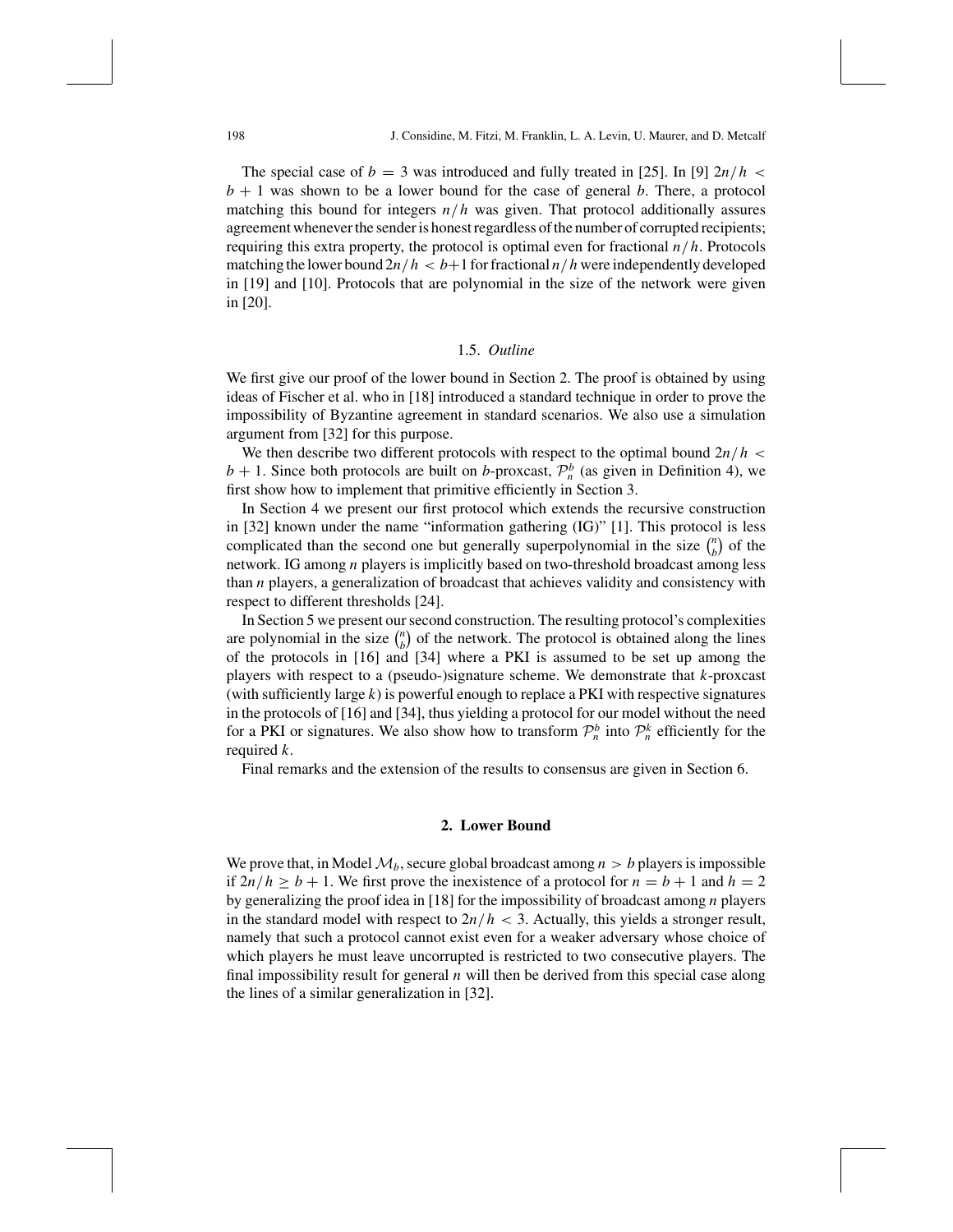The special case of $b = 3$ was introduced and fully treated in [25]. In [9] $2n/h < b + 1$ was shown to be a lower bound for the case of general $b$. There, a protocol matching this bound for integers $n/h$ was given. That protocol additionally assures agreement whenever the sender is honest regardless of the number of corrupted recipients; requiring this extra property, the protocol is optimal even for fractional $n/h$. Protocols matching the lower bound $2n/h < b+1$ for fractional $n/h$ were independently developed in [19] and [10]. Protocols that are polynomial in the size of the network were given in [20].

### 1.5. *Outline*

We first give our proof of the lower bound in Section 2. The proof is obtained by using ideas of Fischer et al. who in [18] introduced a standard technique in order to prove the impossibility of Byzantine agreement in standard scenarios. We also use a simulation argument from [32] for this purpose.

We then describe two different protocols with respect to the optimal bound $2n/h < b + 1$. Since both protocols are built on $b$-proxcast, $\mathcal{P}_n^b$ (as given in Definition 4), we first show how to implement that primitive efficiently in Section 3.

In Section 4 we present our first protocol which extends the recursive construction in [32] known under the name "information gathering (IG)" [1]. This protocol is less complicated than the second one but generally superpolynomial in the size $\binom{n}{b}$ of the network. IG among $n$ players is implicitly based on two-threshold broadcast among less than $n$ players, a generalization of broadcast that achieves validity and consistency with respect to different thresholds [24].

In Section 5 we present our second construction. The resulting protocol's complexities are polynomial in the size $\binom{n}{b}$ of the network. The protocol is obtained along the lines of the protocols in [16] and [34] where a PKI is assumed to be set up among the players with respect to a (pseudo-)signature scheme. We demonstrate that $k$-proxcast (with sufficiently large $k$) is powerful enough to replace a PKI with respective signatures in the protocols of [16] and [34], thus yielding a protocol for our model without the need for a PKI or signatures. We also show how to transform $\mathcal{P}_n^b$ into $\mathcal{P}_n^k$ efficiently for the required $k$.

Final remarks and the extension of the results to consensus are given in Section 6.

## 2. Lower Bound

We prove that, in Model $\mathcal{M}_b$, secure global broadcast among $n > b$ players is impossible if $2n/h \geq b + 1$. We first prove the inexistence of a protocol for $n = b + 1$ and $h = 2$ by generalizing the proof idea in [18] for the impossibility of broadcast among $n$ players in the standard model with respect to $2n/h < 3$. Actually, this yields a stronger result, namely that such a protocol cannot exist even for a weaker adversary whose choice of which players he must leave uncorrupted is restricted to two consecutive players. The final impossibility result for general $n$ will then be derived from this special case along the lines of a similar generalization in [32].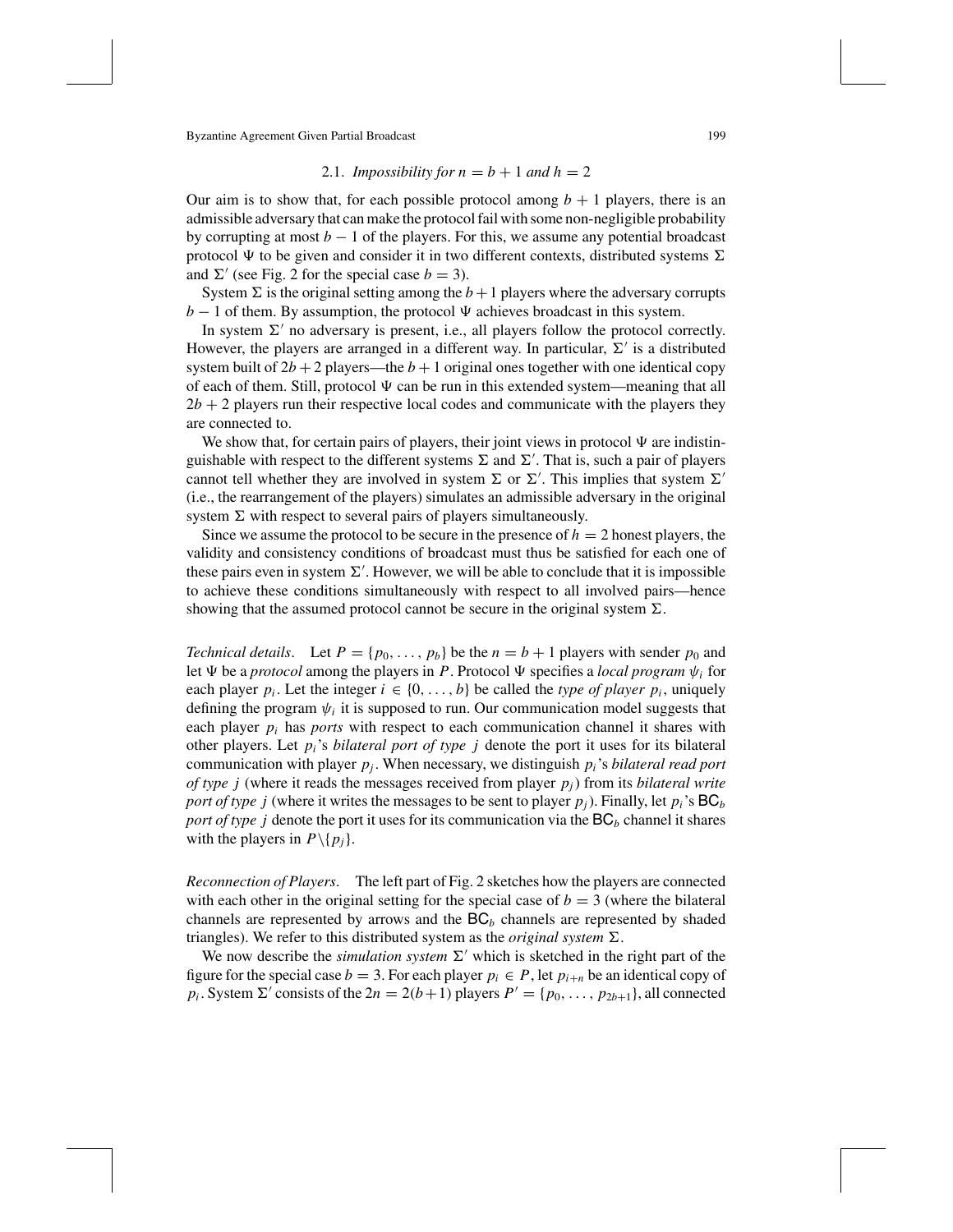### 2.1. *Impossibility for $n = b + 1$ and $h = 2$*

Our aim is to show that, for each possible protocol among $b + 1$ players, there is an admissible adversary that can make the protocol fail with some non-negligible probability by corrupting at most $b - 1$ of the players. For this, we assume any potential broadcast protocol $\Psi$ to be given and consider it in two different contexts, distributed systems $\Sigma$ and $\Sigma'$ (see Fig. 2 for the special case $b = 3$).

System $\Sigma$ is the original setting among the $b+1$ players where the adversary corrupts $b - 1$ of them. By assumption, the protocol $\Psi$ achieves broadcast in this system.

In system $\Sigma'$ no adversary is present, i.e., all players follow the protocol correctly. However, the players are arranged in a different way. In particular, $\Sigma'$ is a distributed system built of $2b + 2$ players—the $b + 1$ original ones together with one identical copy of each of them. Still, protocol $\Psi$ can be run in this extended system—meaning that all $2b + 2$ players run their respective local codes and communicate with the players they are connected to.

We show that, for certain pairs of players, their joint views in protocol $\Psi$ are indistinguishable with respect to the different systems $\Sigma$ and $\Sigma'$. That is, such a pair of players cannot tell whether they are involved in system $\Sigma$ or $\Sigma'$. This implies that system $\Sigma'$ (i.e., the rearrangement of the players) simulates an admissible adversary in the original system $\Sigma$ with respect to several pairs of players simultaneously.

Since we assume the protocol to be secure in the presence of $h = 2$ honest players, the validity and consistency conditions of broadcast must thus be satisfied for each one of these pairs even in system $\Sigma'$. However, we will be able to conclude that it is impossible to achieve these conditions simultaneously with respect to all involved pairs—hence showing that the assumed protocol cannot be secure in the original system $\Sigma$.

*Technical details*. Let $P = \{p_0, \ldots, p_b\}$ be the $n = b + 1$ players with sender $p_0$ and let $\Psi$ be a *protocol* among the players in $P$. Protocol $\Psi$ specifies a *local program* $\psi_i$ for each player $p_i$. Let the integer $i \in \{0, \ldots, b\}$ be called the *type of player* $p_i$, uniquely defining the program $\psi_i$ it is supposed to run. Our communication model suggests that each player $p_i$ has *ports* with respect to each communication channel it shares with other players. Let $p_i$'s *bilateral port of type* $j$ denote the port it uses for its bilateral communication with player $p_j$. When necessary, we distinguish $p_i$'s *bilateral read port of type* $j$ (where it reads the messages received from player $p_j$) from its *bilateral write port of type* $j$ (where it writes the messages to be sent to player $p_j$). Finally, let $p_i$'s $\mathsf{BC}_b$ *port of type* $j$ denote the port it uses for its communication via the $\mathsf{BC}_b$ channel it shares with the players in $P \backslash \{p_j\}$.

*Reconnection of Players*. The left part of Fig. 2 sketches how the players are connected with each other in the original setting for the special case of $b = 3$ (where the bilateral channels are represented by arrows and the $\mathsf{BC}_b$ channels are represented by shaded triangles). We refer to this distributed system as the *original system* $\Sigma$.

We now describe the *simulation system* $\Sigma'$ which is sketched in the right part of the figure for the special case $b = 3$. For each player $p_i \in P$, let $p_{i+n}$ be an identical copy of $p_i$. System $\Sigma'$ consists of the $2n = 2(b+1)$ players $P' = \{p_0, \ldots, p_{2b+1}\}$, all connected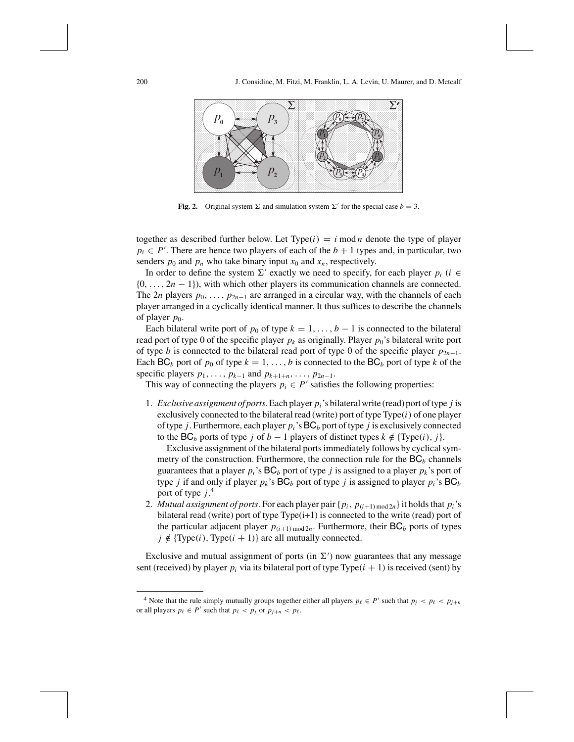**Fig. 2.** Original system $\Sigma$ and simulation system $\Sigma'$ for the special case $b = 3$.

together as described further below. Let $\text{Type}(i) = i \bmod n$ denote the type of player $p_i \in P'$. There are hence two players of each of the $b + 1$ types and, in particular, two senders $p_0$ and $p_n$ who take binary input $x_0$ and $x_n$, respectively.

In order to define the system $\Sigma'$ exactly we need to specify, for each player $p_i$ ($i \in \{0, \ldots, 2n - 1\}$), with which other players its communication channels are connected. The $2n$ players $p_0, \ldots, p_{2n-1}$ are arranged in a circular way, with the channels of each player arranged in a cyclically identical manner. It thus suffices to describe the channels of player $p_0$.

Each bilateral write port of $p_0$ of type $k = 1, \ldots, b - 1$ is connected to the bilateral read port of type 0 of the specific player $p_k$ as originally. Player $p_0$'s bilateral write port of type $b$ is connected to the bilateral read port of type 0 of the specific player $p_{2n-1}$. Each $\mathsf{BC}_b$ port of $p_0$ of type $k = 1, \ldots, b$ is connected to the $\mathsf{BC}_b$ port of type $k$ of the specific players $p_1, \ldots, p_{k-1}$ and $p_{k+1+n}, \ldots, p_{2n-1}$.

This way of connecting the players $p_i \in P'$ satisfies the following properties:

1. *Exclusive assignment of ports*. Each player $p_i$'s bilateral write (read) port of type $j$ is exclusively connected to the bilateral read (write) port of type $\text{Type}(i)$ of one player of type $j$. Furthermore, each player $p_i$'s $\mathsf{BC}_b$ port of type $j$ is exclusively connected to the $\mathsf{BC}_b$ ports of type $j$ of $b - 1$ players of distinct types $k \notin \{\text{Type}(i), j\}$.

   Exclusive assignment of the bilateral ports immediately follows by cyclical symmetry of the construction. Furthermore, the connection rule for the $\mathsf{BC}_b$ channels guarantees that a player $p_i$'s $\mathsf{BC}_b$ port of type $j$ is assigned to a player $p_k$'s port of type $j$ if and only if player $p_k$'s $\mathsf{BC}_b$ port of type $j$ is assigned to player $p_i$'s $\mathsf{BC}_b$ port of type $j$.[4]

2. *Mutual assignment of ports*. For each player pair $\{p_i, p_{(i+1) \bmod 2n}\}$ it holds that $p_i$'s bilateral read (write) port of type Type(i+1) is connected to the write (read) port of the particular adjacent player $p_{(i+1) \bmod 2n}$. Furthermore, their $\mathsf{BC}_b$ ports of types $j \notin \{\text{Type}(i), \text{Type}(i + 1)\}$ are all mutually connected.

Exclusive and mutual assignment of ports (in $\Sigma'$) now guarantees that any message sent (received) by player $p_i$ via its bilateral port of type $\text{Type}(i + 1)$ is received (sent) by

[4] Note that the rule simply mutually groups together either all players $p_\ell \in P'$ such that $p_j < p_\ell < p_{j+n}$ or all players $p_\ell \in P'$ such that $p_\ell < p_j$ or $p_{j+n} < p_\ell$.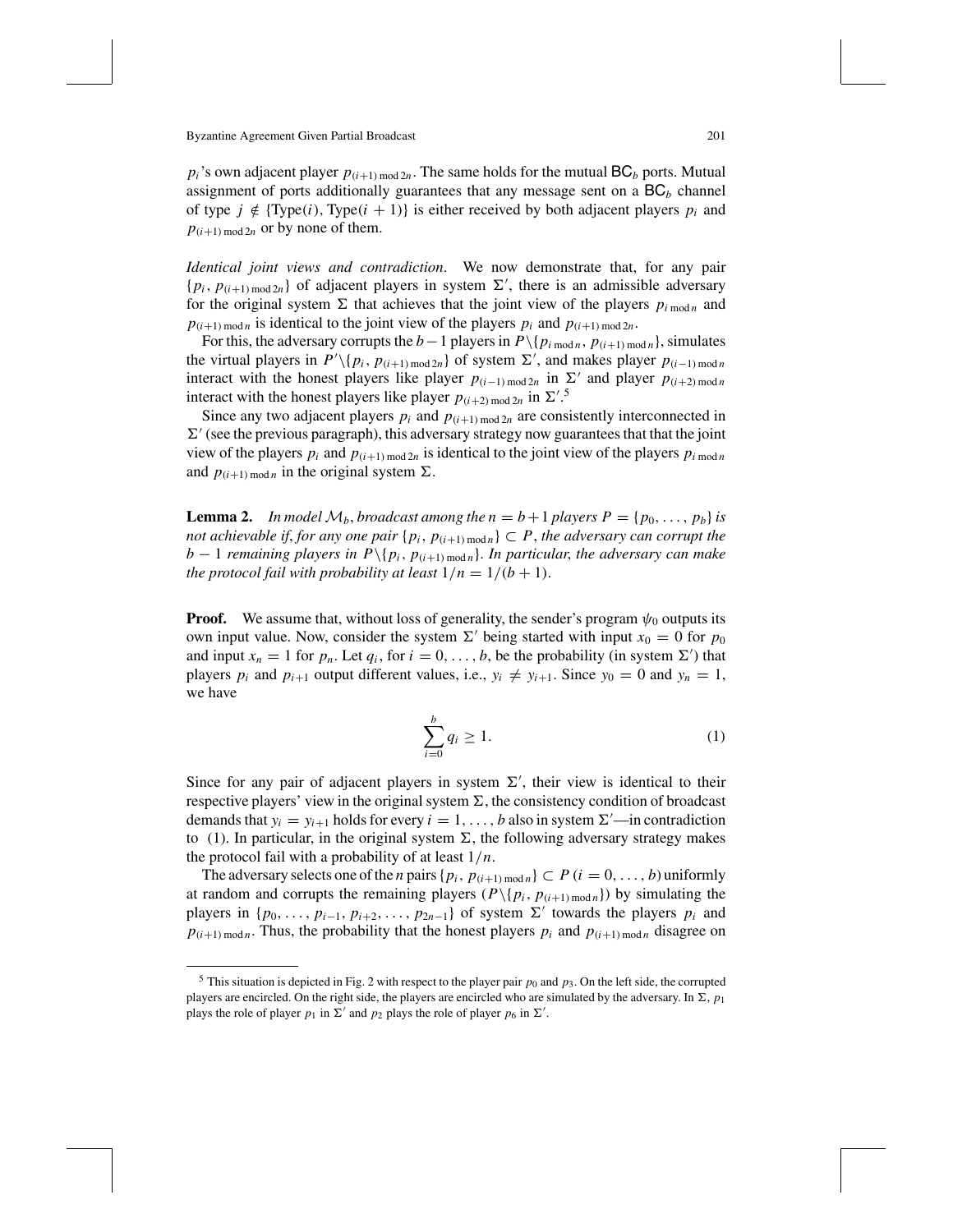$p_i$'s own adjacent player $p_{(i+1) \bmod 2n}$. The same holds for the mutual $\mathsf{BC}_b$ ports. Mutual assignment of ports additionally guarantees that any message sent on a $\mathsf{BC}_b$ channel of type $j \notin \{\text{Type}(i), \text{Type}(i+1)\}$ is either received by both adjacent players $p_i$ and $p_{(i+1) \bmod 2n}$ or by none of them.

*Identical joint views and contradiction*. We now demonstrate that, for any pair $\{p_i, p_{(i+1) \bmod 2n}\}$ of adjacent players in system $\Sigma'$, there is an admissible adversary for the original system $\Sigma$ that achieves that the joint view of the players $p_{i \bmod n}$ and $p_{(i+1) \bmod n}$ is identical to the joint view of the players $p_i$ and $p_{(i+1) \bmod 2n}$.

For this, the adversary corrupts the $b-1$ players in $P \backslash \{p_{i \bmod n}, p_{(i+1) \bmod n}\}$, simulates the virtual players in $P' \backslash \{p_i, p_{(i+1) \bmod 2n}\}$ of system $\Sigma'$, and makes player $p_{(i-1) \bmod n}$ interact with the honest players like player $p_{(i-1) \bmod 2n}$ in $\Sigma'$ and player $p_{(i+2) \bmod n}$ interact with the honest players like player $p_{(i+2) \bmod 2n}$ in $\Sigma'$.[5]

Since any two adjacent players $p_i$ and $p_{(i+1) \bmod 2n}$ are consistently interconnected in $\Sigma'$ (see the previous paragraph), this adversary strategy now guarantees that that the joint view of the players $p_i$ and $p_{(i+1) \bmod 2n}$ is identical to the joint view of the players $p_{i \bmod n}$ and $p_{(i+1) \bmod n}$ in the original system $\Sigma$.

**Lemma 2.** *In model $\mathcal{M}_b$, broadcast among the $n = b+1$ players $P = \{p_0, \ldots, p_b\}$ is not achievable if, for any one pair $\{p_i, p_{(i+1) \bmod n}\} \subset P$, the adversary can corrupt the $b-1$ remaining players in $P \backslash \{p_i, p_{(i+1) \bmod n}\}$. In particular, the adversary can make the protocol fail with probability at least $1/n = 1/(b+1)$.*

**Proof.** We assume that, without loss of generality, the sender's program $\psi_0$ outputs its own input value. Now, consider the system $\Sigma'$ being started with input $x_0 = 0$ for $p_0$ and input $x_n = 1$ for $p_n$. Let $q_i$, for $i = 0, \ldots, b$, be the probability (in system $\Sigma'$) that players $p_i$ and $p_{i+1}$ output different values, i.e., $y_i \neq y_{i+1}$. Since $y_0 = 0$ and $y_n = 1$, we have

$$\sum_{i=0}^{b} q_i \geq 1. \tag{1}$$

Since for any pair of adjacent players in system $\Sigma'$, their view is identical to their respective players' view in the original system $\Sigma$, the consistency condition of broadcast demands that $y_i = y_{i+1}$ holds for every $i = 1, \ldots, b$ also in system $\Sigma'$—in contradiction to (1). In particular, in the original system $\Sigma$, the following adversary strategy makes the protocol fail with a probability of at least $1/n$.

The adversary selects one of the $n$ pairs $\{p_i, p_{(i+1) \bmod n}\} \subset P$ $(i = 0, \ldots, b)$ uniformly at random and corrupts the remaining players $(P \backslash \{p_i, p_{(i+1) \bmod n}\})$ by simulating the players in $\{p_0, \ldots, p_{i-1}, p_{i+2}, \ldots, p_{2n-1}\}$ of system $\Sigma'$ towards the players $p_i$ and $p_{(i+1) \bmod n}$. Thus, the probability that the honest players $p_i$ and $p_{(i+1) \bmod n}$ disagree on

---

[5] This situation is depicted in Fig. 2 with respect to the player pair $p_0$ and $p_3$. On the left side, the corrupted players are encircled. On the right side, the players are encircled who are simulated by the adversary. In $\Sigma$, $p_1$ plays the role of player $p_1$ in $\Sigma'$ and $p_2$ plays the role of player $p_6$ in $\Sigma'$.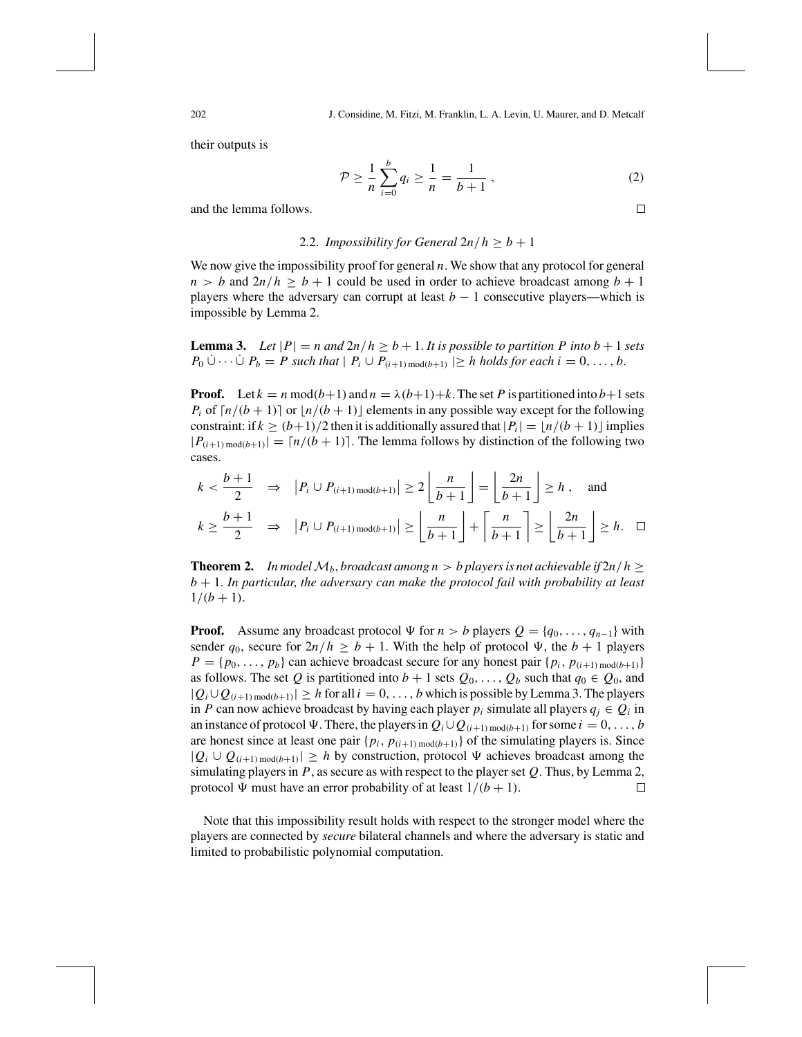their outputs is

$$\mathcal{P} \geq \frac{1}{n} \sum_{i=0}^{b} q_i \geq \frac{1}{n} = \frac{1}{b+1} , \tag{2}$$

and the lemma follows. $\square$

### 2.2. *Impossibility for General* $2n/h \geq b+1$

We now give the impossibility proof for general $n$. We show that any protocol for general $n > b$ and $2n/h \geq b+1$ could be used in order to achieve broadcast among $b+1$ players where the adversary can corrupt at least $b-1$ consecutive players—which is impossible by Lemma 2.

**Lemma 3.** *Let* $|P| = n$ *and* $2n/h \geq b+1$. *It is possible to partition* $P$ *into* $b+1$ *sets* $P_0 \dot\cup \cdots \dot\cup P_b = P$ *such that* $|P_i \cup P_{(i+1) \bmod (b+1)}| \geq h$ *holds for each* $i = 0, \ldots, b$.

**Proof.** Let $k = n \bmod (b+1)$ and $n = \lambda(b+1)+k$. The set $P$ is partitioned into $b+1$ sets $P_i$ of $\lceil n/(b+1) \rceil$ or $\lfloor n/(b+1) \rfloor$ elements in any possible way except for the following constraint: if $k \geq (b+1)/2$ then it is additionally assured that $|P_i| = \lfloor n/(b+1) \rfloor$ implies $|P_{(i+1) \bmod (b+1)}| = \lceil n/(b+1) \rceil$. The lemma follows by distinction of the following two cases.

$$k < \frac{b+1}{2} \quad \Rightarrow \quad \left|P_i \cup P_{(i+1) \bmod (b+1)}\right| \geq 2 \left\lfloor \frac{n}{b+1} \right\rfloor = \left\lfloor \frac{2n}{b+1} \right\rfloor \geq h , \quad \text{and}$$

$$k \geq \frac{b+1}{2} \quad \Rightarrow \quad \left|P_i \cup P_{(i+1) \bmod (b+1)}\right| \geq \left\lfloor \frac{n}{b+1} \right\rfloor + \left\lceil \frac{n}{b+1} \right\rceil \geq \left\lfloor \frac{2n}{b+1} \right\rfloor \geq h. \quad \square$$

**Theorem 2.** *In model* $\mathcal{M}_b$, *broadcast among* $n > b$ *players is not achievable if* $2n/h \geq b+1$. *In particular, the adversary can make the protocol fail with probability at least* $1/(b+1)$.

**Proof.** Assume any broadcast protocol $\Psi$ for $n > b$ players $Q = \{q_0, \ldots, q_{n-1}\}$ with sender $q_0$, secure for $2n/h \geq b+1$. With the help of protocol $\Psi$, the $b+1$ players $P = \{p_0, \ldots, p_b\}$ can achieve broadcast secure for any honest pair $\{p_i, p_{(i+1) \bmod (b+1)}\}$ as follows. The set $Q$ is partitioned into $b+1$ sets $Q_0, \ldots, Q_b$ such that $q_0 \in Q_0$, and $|Q_i \cup Q_{(i+1) \bmod (b+1)}| \geq h$ for all $i = 0, \ldots, b$ which is possible by Lemma 3. The players in $P$ can now achieve broadcast by having each player $p_i$ simulate all players $q_j \in Q_i$ in an instance of protocol $\Psi$. There, the players in $Q_i \cup Q_{(i+1) \bmod (b+1)}$ for some $i = 0, \ldots, b$ are honest since at least one pair $\{p_i, p_{(i+1) \bmod (b+1)}\}$ of the simulating players is. Since $|Q_i \cup Q_{(i+1) \bmod (b+1)}| \geq h$ by construction, protocol $\Psi$ achieves broadcast among the simulating players in $P$, as secure as with respect to the player set $Q$. Thus, by Lemma 2, protocol $\Psi$ must have an error probability of at least $1/(b+1)$. $\square$

Note that this impossibility result holds with respect to the stronger model where the players are connected by *secure* bilateral channels and where the adversary is static and limited to probabilistic polynomial computation.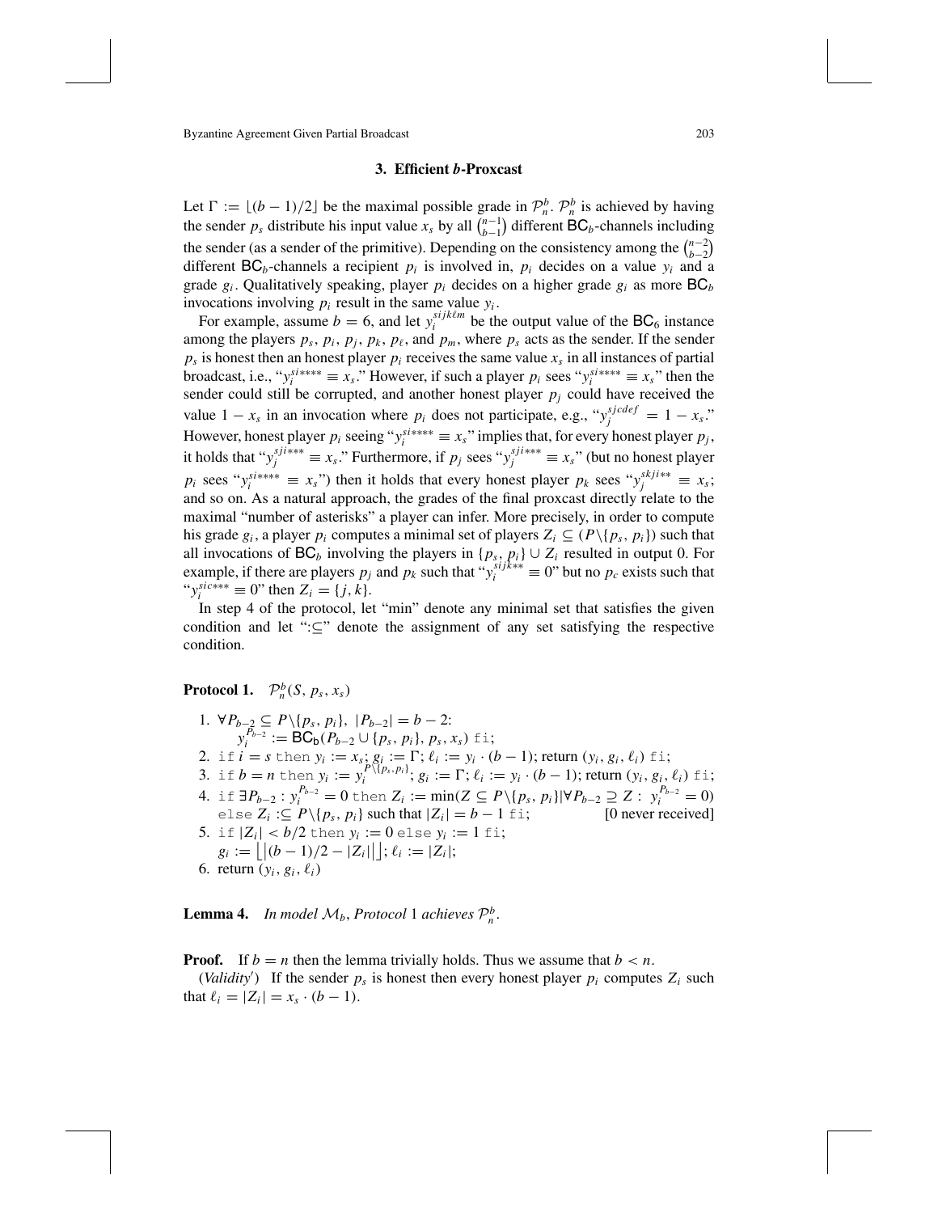### 3. Efficient $b$-Proxcast

Let $\Gamma := \lfloor (b-1)/2 \rfloor$ be the maximal possible grade in $\mathcal{P}_n^b$. $\mathcal{P}_n^b$ is achieved by having the sender $p_s$ distribute his input value $x_s$ by all $\binom{n-1}{b-1}$ different $\mathsf{BC}_b$-channels including the sender (as a sender of the primitive). Depending on the consistency among the $\binom{n-2}{b-2}$ different $\mathsf{BC}_b$-channels a recipient $p_i$ is involved in, $p_i$ decides on a value $y_i$ and a grade $g_i$. Qualitatively speaking, player $p_i$ decides on a higher grade $g_i$ as more $\mathsf{BC}_b$ invocations involving $p_i$ result in the same value $y_i$.

For example, assume $b = 6$, and let $y_i^{sijk\ell m}$ be the output value of the $\mathsf{BC}_6$ instance among the players $p_s$, $p_i$, $p_j$, $p_k$, $p_\ell$, and $p_m$, where $p_s$ acts as the sender. If the sender $p_s$ is honest then an honest player $p_i$ receives the same value $x_s$ in all instances of partial broadcast, i.e., "$y_i^{si****} \equiv x_s$." However, if such a player $p_i$ sees "$y_i^{si****} \equiv x_s$" then the sender could still be corrupted, and another honest player $p_j$ could have received the value $1 - x_s$ in an invocation where $p_i$ does not participate, e.g., "$y_j^{sjcdef} = 1 - x_s$." However, honest player $p_i$ seeing "$y_i^{si****} \equiv x_s$" implies that, for every honest player $p_j$, it holds that "$y_j^{sji***} \equiv x_s$." Furthermore, if $p_j$ sees "$y_j^{sji***} \equiv x_s$" (but no honest player $p_i$ sees "$y_i^{si****} \equiv x_s$") then it holds that every honest player $p_k$ sees "$y_j^{skji**} \equiv x_s$; and so on. As a natural approach, the grades of the final proxcast directly relate to the maximal "number of asterisks" a player can infer. More precisely, in order to compute his grade $g_i$, a player $p_i$ computes a minimal set of players $Z_i \subseteq (P\backslash\{p_s, p_i\})$ such that all invocations of $\mathsf{BC}_b$ involving the players in $\{p_s, p_i\} \cup Z_i$ resulted in output 0. For example, if there are players $p_j$ and $p_k$ such that "$y_i^{sijk**} \equiv 0$" but no $p_c$ exists such that "$y_i^{sic***} \equiv 0$" then $Z_i = \{j, k\}$.

In step 4 of the protocol, let "min" denote any minimal set that satisfies the given condition and let ":⊆" denote the assignment of any set satisfying the respective condition.

**Protocol 1.** $\mathcal{P}_n^b(S, p_s, x_s)$

1. $\forall P_{b-2} \subseteq P\backslash\{p_s, p_i\},\ |P_{b-2}| = b-2$:
   $y_i^{P_{b-2}} := \mathsf{BC_b}(P_{b-2} \cup \{p_s, p_i\}, p_s, x_s)$ fi;
2. if $i = s$ then $y_i := x_s$; $g_i := \Gamma$; $\ell_i := y_i \cdot (b-1)$; return $(y_i, g_i, \ell_i)$ fi;
3. if $b = n$ then $y_i := y_i^{P\backslash\{p_s,p_i\}}$; $g_i := \Gamma$; $\ell_i := y_i \cdot (b-1)$; return $(y_i, g_i, \ell_i)$ fi;
4. if $\exists P_{b-2} : y_i^{P_{b-2}} = 0$ then $Z_i := \min(Z \subseteq P\backslash\{p_s, p_i\} | \forall P_{b-2} \supseteq Z :\ y_i^{P_{b-2}} = 0)$
   else $Z_i :\subseteq P\backslash\{p_s, p_i\}$ such that $|Z_i| = b-1$ fi; [0 never received]
5. if $|Z_i| < b/2$ then $y_i := 0$ else $y_i := 1$ fi;
   $g_i := \lfloor |(b-1)/2 - |Z_i|| \rfloor$; $\ell_i := |Z_i|$;
6. return $(y_i, g_i, \ell_i)$

**Lemma 4.** *In model $\mathcal{M}_b$, Protocol* 1 *achieves $\mathcal{P}_n^b$.*

**Proof.** If $b = n$ then the lemma trivially holds. Thus we assume that $b < n$.

(*Validity'*) If the sender $p_s$ is honest then every honest player $p_i$ computes $Z_i$ such that $\ell_i = |Z_i| = x_s \cdot (b-1)$.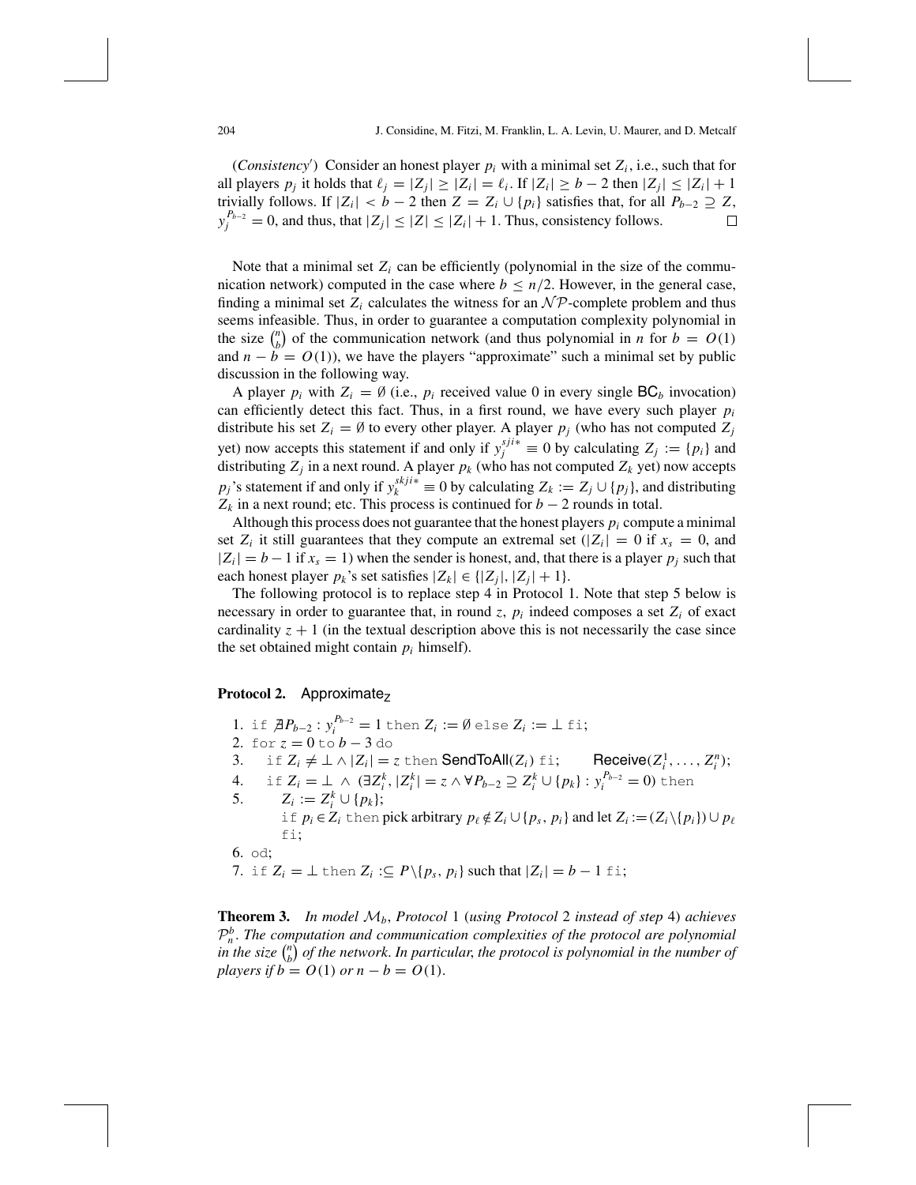(*Consistency′*) Consider an honest player $p_i$ with a minimal set $Z_i$, i.e., such that for all players $p_j$ it holds that $\ell_j = |Z_j| \geq |Z_i| = \ell_i$. If $|Z_i| \geq b-2$ then $|Z_j| \leq |Z_i|+1$ trivially follows. If $|Z_i| < b-2$ then $Z = Z_i \cup \{p_i\}$ satisfies that, for all $P_{b-2} \supseteq Z$, $y_j^{P_{b-2}} = 0$, and thus, that $|Z_j| \leq |Z| \leq |Z_i|+1$. Thus, consistency follows. $\square$

Note that a minimal set $Z_i$ can be efficiently (polynomial in the size of the communication network) computed in the case where $b \leq n/2$. However, in the general case, finding a minimal set $Z_i$ calculates the witness for an $\mathcal{NP}$-complete problem and thus seems infeasible. Thus, in order to guarantee a computation complexity polynomial in the size $\binom{n}{b}$ of the communication network (and thus polynomial in $n$ for $b = O(1)$ and $n - b = O(1)$), we have the players "approximate" such a minimal set by public discussion in the following way.

A player $p_i$ with $Z_i = \emptyset$ (i.e., $p_i$ received value 0 in every single $\mathsf{BC}_b$ invocation) can efficiently detect this fact. Thus, in a first round, we have every such player $p_i$ distribute his set $Z_i = \emptyset$ to every other player. A player $p_j$ (who has not computed $Z_j$ yet) now accepts this statement if and only if $y_j^{sji*} \equiv 0$ by calculating $Z_j := \{p_i\}$ and distributing $Z_j$ in a next round. A player $p_k$ (who has not computed $Z_k$ yet) now accepts $p_j$'s statement if and only if $y_k^{skji*} \equiv 0$ by calculating $Z_k := Z_j \cup \{p_j\}$, and distributing $Z_k$ in a next round; etc. This process is continued for $b-2$ rounds in total.

Although this process does not guarantee that the honest players $p_i$ compute a minimal set $Z_i$ it still guarantees that they compute an extremal set ($|Z_i| = 0$ if $x_s = 0$, and $|Z_i| = b-1$ if $x_s = 1$) when the sender is honest, and, that there is a player $p_j$ such that each honest player $p_k$'s set satisfies $|Z_k| \in \{|Z_j|, |Z_j|+1\}$.

The following protocol is to replace step 4 in Protocol 1. Note that step 5 below is necessary in order to guarantee that, in round $z$, $p_i$ indeed composes a set $Z_i$ of exact cardinality $z+1$ (in the textual description above this is not necessarily the case since the set obtained might contain $p_i$ himself).

**Protocol 2.** $\mathsf{Approximate}_Z$

1. `if` $\nexists P_{b-2} : y_i^{P_{b-2}} = 1$ `then` $Z_i := \emptyset$ `else` $Z_i := \perp$ `fi`;
2. `for` $z = 0$ `to` $b-3$ `do`
3. `if` $Z_i \neq \perp \wedge |Z_i| = z$ `then` $\mathsf{SendToAll}(Z_i)$ `fi`; $\quad$ $\mathsf{Receive}(Z_i^1, \ldots, Z_i^n)$;
4. `if` $Z_i = \perp \wedge (\exists Z_i^k, |Z_i^k| = z \wedge \forall P_{b-2} \supseteq Z_i^k \cup \{p_k\} : y_i^{P_{b-2}} = 0)$ `then`
5. $Z_i := Z_i^k \cup \{p_k\}$;
   `if` $p_i \in Z_i$ `then` pick arbitrary $p_\ell \notin Z_i \cup \{p_s, p_i\}$ and let $Z_i := (Z_i \backslash \{p_i\}) \cup p_\ell$
   `fi`;
6. `od`;
7. `if` $Z_i = \perp$ `then` $Z_i :\subseteq P \backslash \{p_s, p_i\}$ such that $|Z_i| = b-1$ `fi`;

**Theorem 3.** *In model $\mathcal{M}_b$, Protocol* 1 (*using Protocol* 2 *instead of step* 4) *achieves $\mathcal{P}_n^b$. The computation and communication complexities of the protocol are polynomial in the size $\binom{n}{b}$ of the network. In particular, the protocol is polynomial in the number of players if $b = O(1)$ or $n - b = O(1)$.*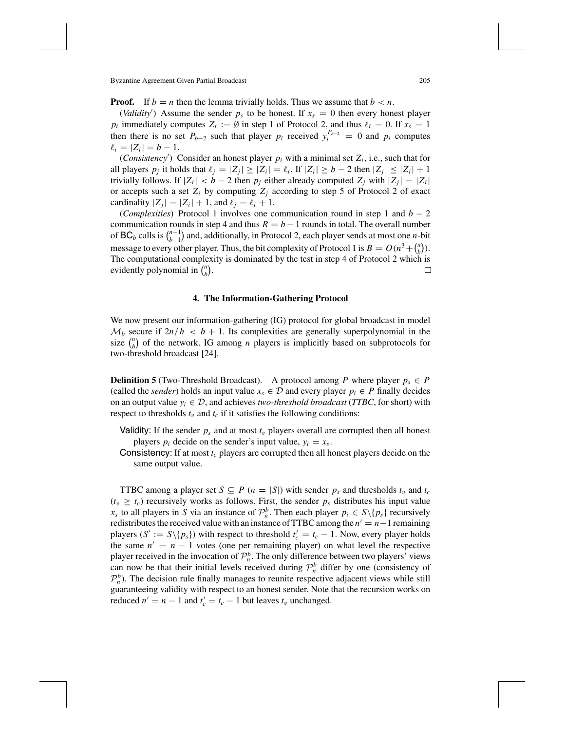**Proof.** If $b = n$ then the lemma trivially holds. Thus we assume that $b < n$.

(*Validity′*) Assume the sender $p_s$ to be honest. If $x_s = 0$ then every honest player $p_i$ immediately computes $Z_i := \emptyset$ in step 1 of Protocol 2, and thus $\ell_i = 0$. If $x_s = 1$ then there is no set $P_{b-2}$ such that player $p_i$ received $y_i^{P_{b-2}} = 0$ and $p_i$ computes $\ell_i = |Z_i| = b - 1$.

(*Consistency′*) Consider an honest player $p_i$ with a minimal set $Z_i$, i.e., such that for all players $p_j$ it holds that $\ell_j = |Z_j| \geq |Z_i| = \ell_i$. If $|Z_i| \geq b - 2$ then $|Z_j| \leq |Z_i| + 1$ trivially follows. If $|Z_i| < b - 2$ then $p_j$ either already computed $Z_j$ with $|Z_j| = |Z_i|$ or accepts such a set $Z_i$ by computing $Z_j$ according to step 5 of Protocol 2 of exact cardinality $|Z_j| = |Z_i| + 1$, and $\ell_j = \ell_i + 1$.

(*Complexities*) Protocol 1 involves one communication round in step 1 and $b - 2$ communication rounds in step 4 and thus $R = b - 1$ rounds in total. The overall number of $\mathsf{BC}_b$ calls is $\binom{n-1}{b-1}$ and, additionally, in Protocol 2, each player sends at most one $n$-bit message to every other player. Thus, the bit complexity of Protocol 1 is $B = O(n^3 + \binom{n}{b})$. The computational complexity is dominated by the test in step 4 of Protocol 2 which is evidently polynomial in $\binom{n}{b}$. □

## 4. The Information-Gathering Protocol

We now present our information-gathering (IG) protocol for global broadcast in model $\mathcal{M}_b$ secure if $2n/h < b + 1$. Its complexities are generally superpolynomial in the size $\binom{n}{b}$ of the network. IG among $n$ players is implicitly based on subprotocols for two-threshold broadcast [24].

**Definition 5** (Two-Threshold Broadcast). A protocol among $P$ where player $p_s \in P$ (called the *sender*) holds an input value $x_s \in \mathcal{D}$ and every player $p_i \in P$ finally decides on an output value $y_i \in \mathcal{D}$, and achieves *two-threshold broadcast* (*TTBC*, for short) with respect to thresholds $t_v$ and $t_c$ if it satisfies the following conditions:

- Validity: If the sender $p_s$ and at most $t_v$ players overall are corrupted then all honest players $p_i$ decide on the sender's input value, $y_i = x_s$.
- Consistency: If at most $t_c$ players are corrupted then all honest players decide on the same output value.

TTBC among a player set $S \subseteq P$ ($n = |S|$) with sender $p_s$ and thresholds $t_v$ and $t_c$ ($t_v \geq t_c$) recursively works as follows. First, the sender $p_s$ distributes his input value $x_s$ to all players in $S$ via an instance of $\mathcal{P}_n^b$. Then each player $p_i \in S\backslash\{p_s\}$ recursively redistributes the received value with an instance of TTBC among the $n' = n-1$ remaining players ($S' := S\backslash\{p_s\}$) with respect to threshold $t_c' = t_c - 1$. Now, every player holds the same $n' = n - 1$ votes (one per remaining player) on what level the respective player received in the invocation of $\mathcal{P}_n^b$. The only difference between two players' views can now be that their initial levels received during $\mathcal{P}_n^b$ differ by one (consistency of $\mathcal{P}_n^b$). The decision rule finally manages to reunite respective adjacent views while still guaranteeing validity with respect to an honest sender. Note that the recursion works on reduced $n' = n - 1$ and $t_c' = t_c - 1$ but leaves $t_v$ unchanged.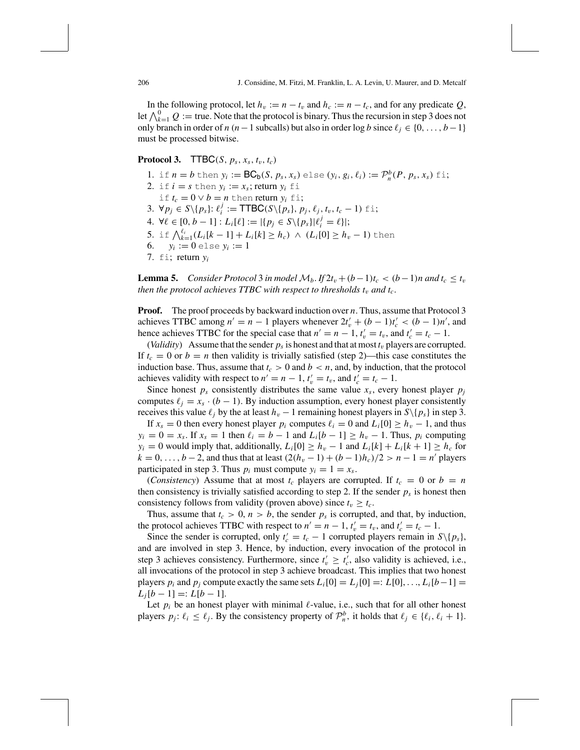In the following protocol, let $h_v := n - t_v$ and $h_c := n - t_c$, and for any predicate $Q$, let $\bigwedge_{k=1}^{0} Q :=$ true. Note that the protocol is binary. Thus the recursion in step 3 does not only branch in order of $n$ ($n-1$ subcalls) but also in order $\log b$ since $\ell_j \in \{0, \ldots, b-1\}$ must be processed bitwise.

**Protocol 3.** $\mathsf{TTBC}(S, p_s, x_s, t_v, t_c)$

1. `if` $n = b$ `then` $y_i := \mathsf{BC_b}(S, p_s, x_s)$ `else` $(y_i, g_i, \ell_i) := \mathcal{P}_n^b(P, p_s, x_s)$ `fi`;
2. `if` $i = s$ `then` $y_i := x_s$; return $y_i$ `fi`
   `if` $t_c = 0 \lor b = n$ `then` return $y_i$ `fi`;
3. $\forall p_j \in S \backslash \{p_s\}$: $\ell_i^j := \mathsf{TTBC}(S \backslash \{p_s\}, p_j, \ell_j, t_v, t_c - 1)$ `fi`;
4. $\forall \ell \in [0, b-1] : L_i[\ell] := |\{p_j \in S \backslash \{p_s\} | \ell_i^j = \ell\}|$;
5. `if` $\bigwedge_{k=1}^{\ell_i} (L_i[k-1] + L_i[k] \geq h_c) \land (L_i[0] \geq h_v - 1)$ `then`
6. $\quad y_i := 0$ `else` $y_i := 1$
7. `fi`; return $y_i$

**Lemma 5.** *Consider Protocol 3 in model $\mathcal{M}_b$. If $2t_v + (b-1)t_c < (b-1)n$ and $t_c \leq t_v$ then the protocol achieves TTBC with respect to thresholds $t_v$ and $t_c$.*

**Proof.** The proof proceeds by backward induction over $n$. Thus, assume that Protocol 3 achieves TTBC among $n' = n - 1$ players whenever $2t'_v + (b-1)t'_c < (b-1)n'$, and hence achieves TTBC for the special case that $n' = n - 1$, $t'_v = t_v$, and $t'_c = t_c - 1$.

(*Validity*) Assume that the sender $p_s$ is honest and that at most $t_v$ players are corrupted. If $t_c = 0$ or $b = n$ then validity is trivially satisfied (step 2)—this case constitutes the induction base. Thus, assume that $t_c > 0$ and $b < n$, and, by induction, that the protocol achieves validity with respect to $n' = n - 1$, $t'_v = t_v$, and $t'_c = t_c - 1$.

Since honest $p_s$ consistently distributes the same value $x_s$, every honest player $p_j$ computes $\ell_j = x_s \cdot (b-1)$. By induction assumption, every honest player consistently receives this value $\ell_j$ by the at least $h_v - 1$ remaining honest players in $S \backslash \{p_s\}$ in step 3.

If $x_s = 0$ then every honest player $p_i$ computes $\ell_i = 0$ and $L_i[0] \geq h_v - 1$, and thus $y_i = 0 = x_s$. If $x_s = 1$ then $\ell_i = b - 1$ and $L_i[b-1] \geq h_v - 1$. Thus, $p_i$ computing $y_i = 0$ would imply that, additionally, $L_i[0] \geq h_v - 1$ and $L_i[k] + L_i[k+1] \geq h_c$ for $k = 0, \ldots, b-2$, and thus that at least $(2(h_v - 1) + (b-1)h_c)/2 > n - 1 = n'$ players participated in step 3. Thus $p_i$ must compute $y_i = 1 = x_s$.

(*Consistency*) Assume that at most $t_c$ players are corrupted. If $t_c = 0$ or $b = n$ then consistency is trivially satisfied according to step 2. If the sender $p_s$ is honest then consistency follows from validity (proven above) since $t_v \geq t_c$.

Thus, assume that $t_c > 0$, $n > b$, the sender $p_s$ is corrupted, and that, by induction, the protocol achieves TTBC with respect to $n' = n - 1$, $t'_v = t_v$, and $t'_c = t_c - 1$.

Since the sender is corrupted, only $t'_c = t_c - 1$ corrupted players remain in $S \backslash \{p_s\}$, and are involved in step 3. Hence, by induction, every invocation of the protocol in step 3 achieves consistency. Furthermore, since $t'_v \geq t'_c$, also validity is achieved, i.e., all invocations of the protocol in step 3 achieve broadcast. This implies that two honest players $p_i$ and $p_j$ compute exactly the same sets $L_i[0] = L_j[0] =: L[0], \ldots, L_i[b-1] = L_j[b-1] =: L[b-1]$.

Let $p_i$ be an honest player with minimal $\ell$-value, i.e., such that for all other honest players $p_j$: $\ell_i \leq \ell_j$. By the consistency property of $\mathcal{P}_n^b$, it holds that $\ell_j \in \{\ell_i, \ell_i + 1\}$.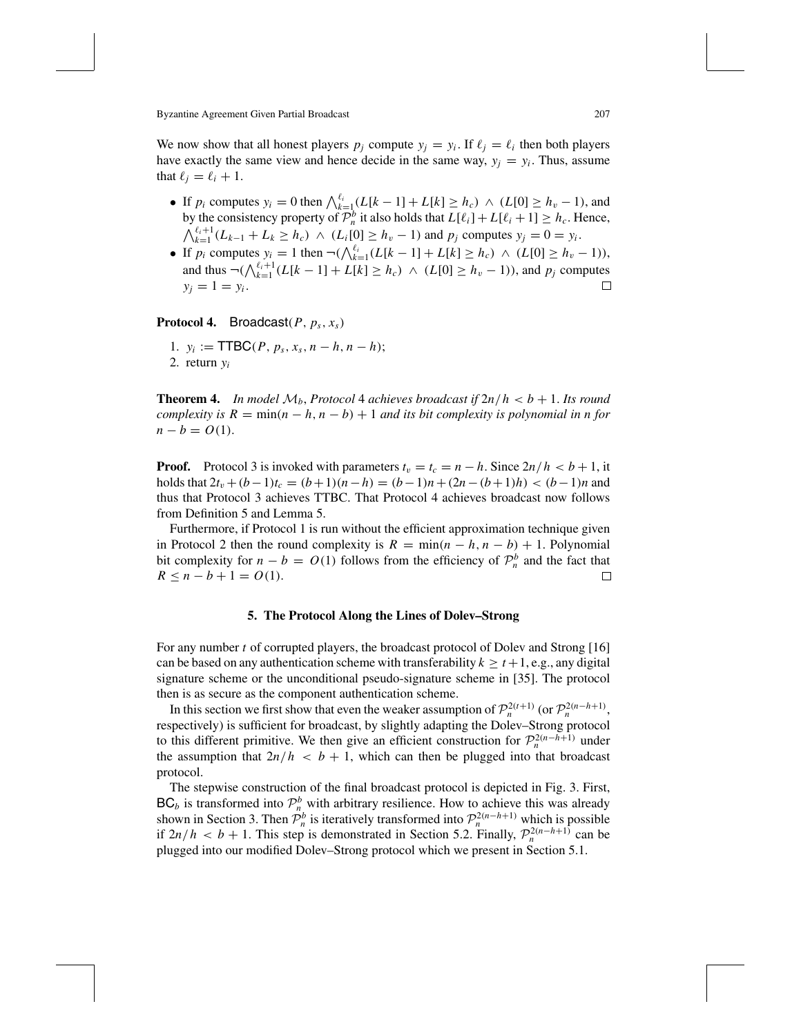We now show that all honest players $p_j$ compute $y_j = y_i$. If $\ell_j = \ell_i$ then both players have exactly the same view and hence decide in the same way, $y_j = y_i$. Thus, assume that $\ell_j = \ell_i + 1$.

- If $p_i$ computes $y_i = 0$ then $\bigwedge_{k=1}^{\ell_i}(L[k-1] + L[k] \geq h_c) \wedge (L[0] \geq h_v - 1)$, and by the consistency property of $\mathcal{P}_n^b$ it also holds that $L[\ell_i] + L[\ell_i + 1] \geq h_c$. Hence, $\bigwedge_{k=1}^{\ell_i+1}(L_{k-1} + L_k \geq h_c) \wedge (L_i[0] \geq h_v - 1)$ and $p_j$ computes $y_j = 0 = y_i$.
- If $p_i$ computes $y_i = 1$ then $\neg(\bigwedge_{k=1}^{\ell_i}(L[k-1] + L[k] \geq h_c) \wedge (L[0] \geq h_v - 1))$, and thus $\neg(\bigwedge_{k=1}^{\ell_i+1}(L[k-1] + L[k] \geq h_c) \wedge (L[0] \geq h_v - 1))$, and $p_j$ computes $y_j = 1 = y_i$. □

**Protocol 4.** Broadcast$(P, p_s, x_s)$

1. $y_i :=$ TTBC$(P, p_s, x_s, n-h, n-h)$;
2. return $y_i$

**Theorem 4.** *In model $\mathcal{M}_b$, Protocol 4 achieves broadcast if $2n/h < b + 1$. Its round complexity is $R = \min(n-h, n-b) + 1$ and its bit complexity is polynomial in $n$ for $n - b = O(1)$.*

**Proof.** Protocol 3 is invoked with parameters $t_v = t_c = n - h$. Since $2n/h < b + 1$, it holds that $2t_v + (b-1)t_c = (b+1)(n-h) = (b-1)n + (2n - (b+1)h) < (b-1)n$ and thus that Protocol 3 achieves TTBC. That Protocol 4 achieves broadcast now follows from Definition 5 and Lemma 5.

Furthermore, if Protocol 1 is run without the efficient approximation technique given in Protocol 2 then the round complexity is $R = \min(n-h, n-b) + 1$. Polynomial bit complexity for $n - b = O(1)$ follows from the efficiency of $\mathcal{P}_n^b$ and the fact that $R \leq n - b + 1 = O(1)$. □

## 5. The Protocol Along the Lines of Dolev–Strong

For any number $t$ of corrupted players, the broadcast protocol of Dolev and Strong [16] can be based on any authentication scheme with transferability $k \geq t+1$, e.g., any digital signature scheme or the unconditional pseudo-signature scheme in [35]. The protocol then is as secure as the component authentication scheme.

In this section we first show that even the weaker assumption of $\mathcal{P}_n^{2(t+1)}$ (or $\mathcal{P}_n^{2(n-h+1)}$, respectively) is sufficient for broadcast, by slightly adapting the Dolev–Strong protocol to this different primitive. We then give an efficient construction for $\mathcal{P}_n^{2(n-h+1)}$ under the assumption that $2n/h < b + 1$, which can then be plugged into that broadcast protocol.

The stepwise construction of the final broadcast protocol is depicted in Fig. 3. First, $\mathsf{BC}_b$ is transformed into $\mathcal{P}_n^b$ with arbitrary resilience. How to achieve this was already shown in Section 3. Then $\mathcal{P}_n^b$ is iteratively transformed into $\mathcal{P}_n^{2(n-h+1)}$ which is possible if $2n/h < b + 1$. This step is demonstrated in Section 5.2. Finally, $\mathcal{P}_n^{2(n-h+1)}$ can be plugged into our modified Dolev–Strong protocol which we present in Section 5.1.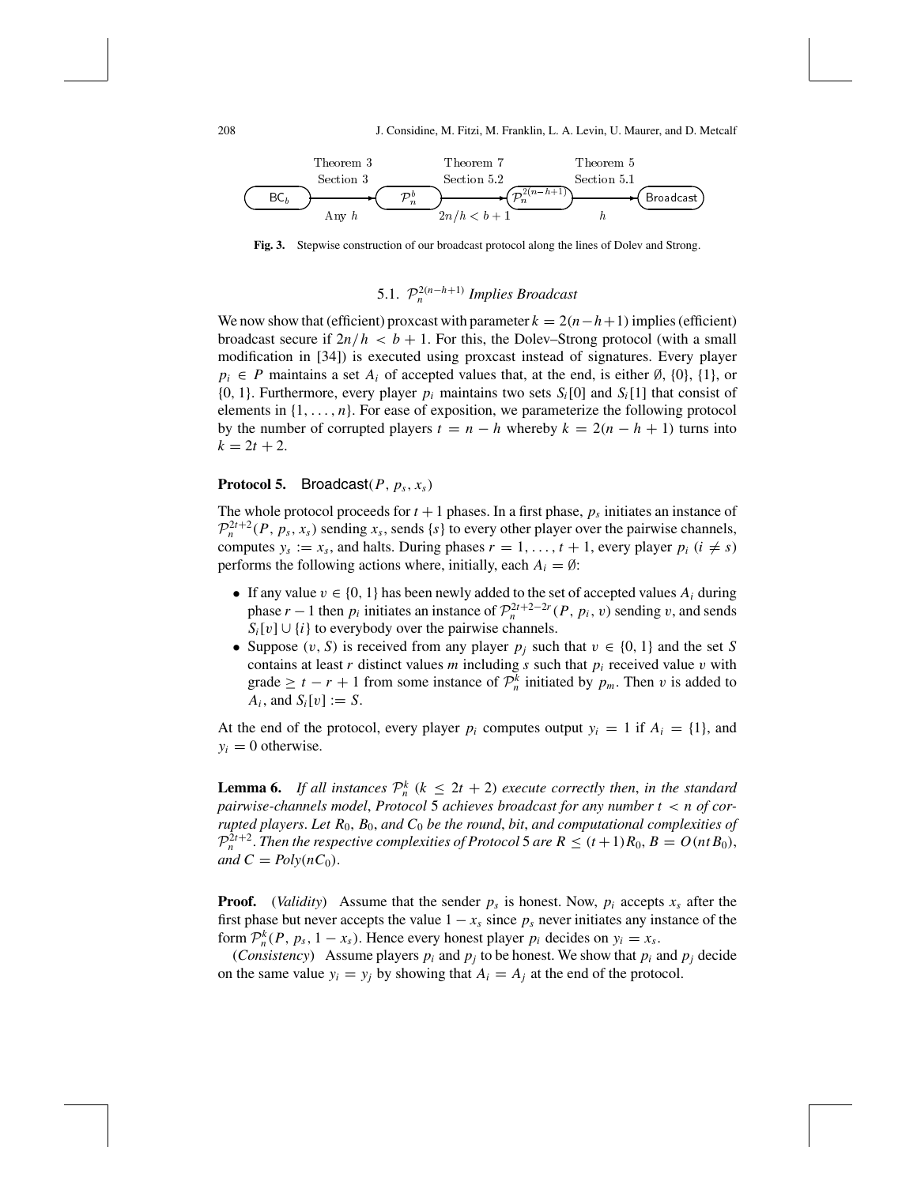Theorem 3 Section 3 — Theorem 7 Section 5.2 — Theorem 5 Section 5.1

$\mathsf{BC}_b$ →(Any $h$)→ $\mathcal{P}_n^b$ →($2n/h < b+1$)→ $\mathcal{P}_n^{2(n-h+1)}$ →($h$)→ Broadcast

**Fig. 3.** Stepwise construction of our broadcast protocol along the lines of Dolev and Strong.

### 5.1. $\mathcal{P}_n^{2(n-h+1)}$ *Implies Broadcast*

We now show that (efficient) proxcast with parameter $k = 2(n-h+1)$ implies (efficient) broadcast secure if $2n/h < b+1$. For this, the Dolev–Strong protocol (with a small modification in [34]) is executed using proxcast instead of signatures. Every player $p_i \in P$ maintains a set $A_i$ of accepted values that, at the end, is either $\emptyset$, $\{0\}$, $\{1\}$, or $\{0, 1\}$. Furthermore, every player $p_i$ maintains two sets $S_i[0]$ and $S_i[1]$ that consist of elements in $\{1, \ldots, n\}$. For ease of exposition, we parameterize the following protocol by the number of corrupted players $t = n - h$ whereby $k = 2(n-h+1)$ turns into $k = 2t + 2$.

**Protocol 5.** $\mathsf{Broadcast}(P, p_s, x_s)$

The whole protocol proceeds for $t+1$ phases. In a first phase, $p_s$ initiates an instance of $\mathcal{P}_n^{2t+2}(P, p_s, x_s)$ sending $x_s$, sends $\{s\}$ to every other player over the pairwise channels, computes $y_s := x_s$, and halts. During phases $r = 1, \ldots, t+1$, every player $p_i$ $(i \neq s)$ performs the following actions where, initially, each $A_i = \emptyset$:

- If any value $v \in \{0, 1\}$ has been newly added to the set of accepted values $A_i$ during phase $r-1$ then $p_i$ initiates an instance of $\mathcal{P}_n^{2t+2-2r}(P, p_i, v)$ sending $v$, and sends $S_i[v] \cup \{i\}$ to everybody over the pairwise channels.
- Suppose $(v, S)$ is received from any player $p_j$ such that $v \in \{0, 1\}$ and the set $S$ contains at least $r$ distinct values $m$ including $s$ such that $p_i$ received value $v$ with grade $\geq t - r + 1$ from some instance of $\mathcal{P}_n^k$ initiated by $p_m$. Then $v$ is added to $A_i$, and $S_i[v] := S$.

At the end of the protocol, every player $p_i$ computes output $y_i = 1$ if $A_i = \{1\}$, and $y_i = 0$ otherwise.

**Lemma 6.** *If all instances $\mathcal{P}_n^k$ $(k \leq 2t+2)$ execute correctly then, in the standard pairwise-channels model, Protocol 5 achieves broadcast for any number $t < n$ of corrupted players. Let $R_0$, $B_0$, and $C_0$ be the round, bit, and computational complexities of $\mathcal{P}_n^{2t+2}$. Then the respective complexities of Protocol 5 are $R \leq (t+1)R_0$, $B = O(ntB_0)$, and $C = Poly(nC_0)$.*

**Proof.** (*Validity*) Assume that the sender $p_s$ is honest. Now, $p_i$ accepts $x_s$ after the first phase but never accepts the value $1 - x_s$ since $p_s$ never initiates any instance of the form $\mathcal{P}_n^k(P, p_s, 1 - x_s)$. Hence every honest player $p_i$ decides on $y_i = x_s$.

(*Consistency*) Assume players $p_i$ and $p_j$ to be honest. We show that $p_i$ and $p_j$ decide on the same value $y_i = y_j$ by showing that $A_i = A_j$ at the end of the protocol.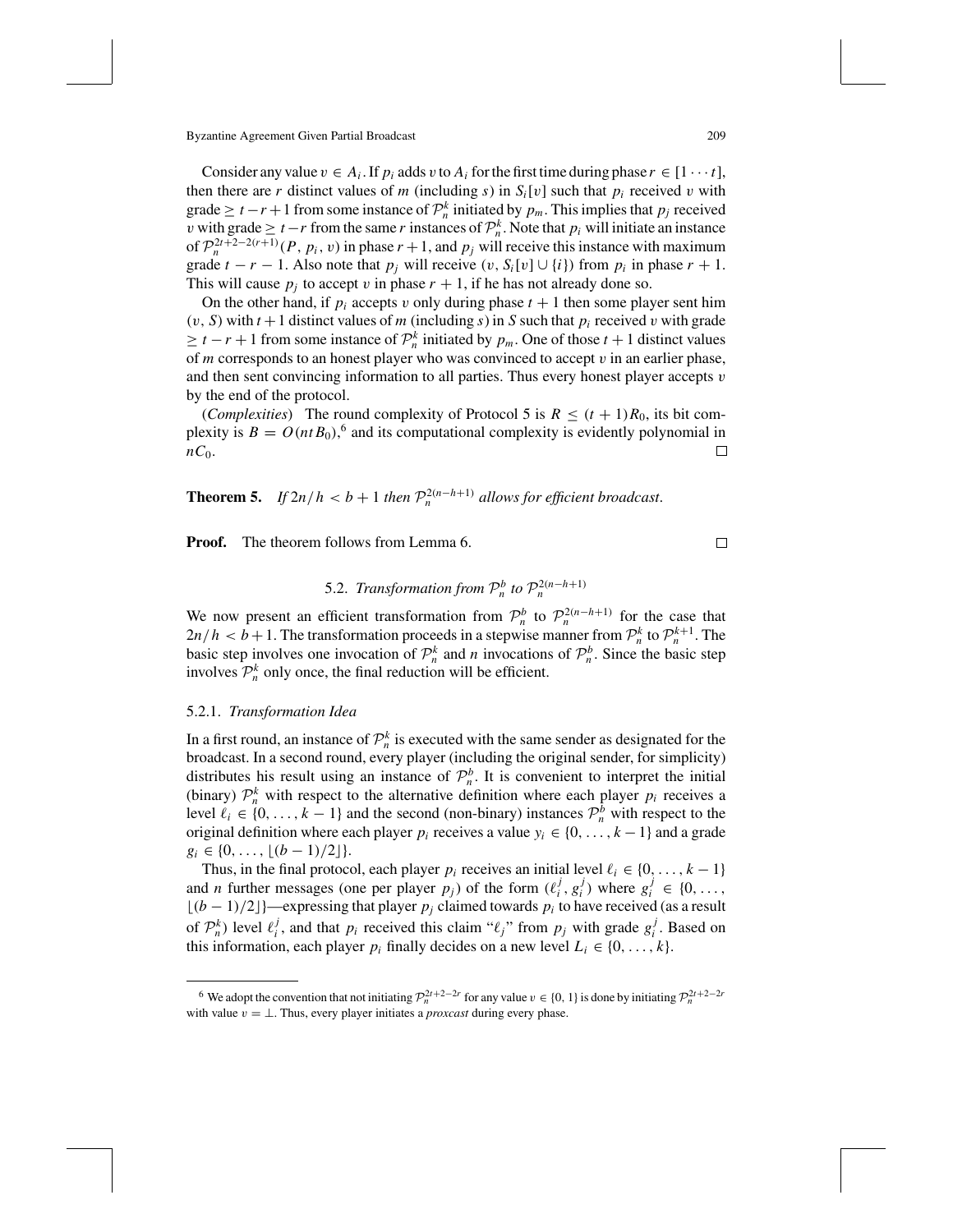Consider any value $v \in A_i$. If $p_i$ adds $v$ to $A_i$ for the first time during phase $r \in [1 \cdots t]$, then there are $r$ distinct values of $m$ (including $s$) in $S_i[v]$ such that $p_i$ received $v$ with grade $\geq t-r+1$ from some instance of $\mathcal{P}_n^k$ initiated by $p_m$. This implies that $p_j$ received $v$ with grade $\geq t-r$ from the same $r$ instances of $\mathcal{P}_n^k$. Note that $p_i$ will initiate an instance of $\mathcal{P}_n^{2t+2-2(r+1)}(P, p_i, v)$ in phase $r+1$, and $p_j$ will receive this instance with maximum grade $t-r-1$. Also note that $p_j$ will receive $(v, S_i[v] \cup \{i\})$ from $p_i$ in phase $r+1$. This will cause $p_j$ to accept $v$ in phase $r+1$, if he has not already done so.

On the other hand, if $p_i$ accepts $v$ only during phase $t+1$ then some player sent him $(v, S)$ with $t+1$ distinct values of $m$ (including $s$) in $S$ such that $p_i$ received $v$ with grade $\geq t-r+1$ from some instance of $\mathcal{P}_n^k$ initiated by $p_m$. One of those $t+1$ distinct values of $m$ corresponds to an honest player who was convinced to accept $v$ in an earlier phase, and then sent convincing information to all parties. Thus every honest player accepts $v$ by the end of the protocol.

(*Complexities*) The round complexity of Protocol 5 is $R \leq (t+1)R_0$, its bit complexity is $B = O(ntB_0)$,[6] and its computational complexity is evidently polynomial in $nC_0$. $\square$

**Theorem 5.** *If $2n/h < b+1$ then $\mathcal{P}_n^{2(n-h+1)}$ allows for efficient broadcast.*

**Proof.** The theorem follows from Lemma 6. $\square$

### 5.2. *Transformation from $\mathcal{P}_n^b$ to $\mathcal{P}_n^{2(n-h+1)}$*

We now present an efficient transformation from $\mathcal{P}_n^b$ to $\mathcal{P}_n^{2(n-h+1)}$ for the case that $2n/h < b+1$. The transformation proceeds in a stepwise manner from $\mathcal{P}_n^k$ to $\mathcal{P}_n^{k+1}$. The basic step involves one invocation of $\mathcal{P}_n^k$ and $n$ invocations of $\mathcal{P}_n^b$. Since the basic step involves $\mathcal{P}_n^k$ only once, the final reduction will be efficient.

#### 5.2.1. *Transformation Idea*

In a first round, an instance of $\mathcal{P}_n^k$ is executed with the same sender as designated for the broadcast. In a second round, every player (including the original sender, for simplicity) distributes his result using an instance of $\mathcal{P}_n^b$. It is convenient to interpret the initial (binary) $\mathcal{P}_n^k$ with respect to the alternative definition where each player $p_i$ receives a level $\ell_i \in \{0, \ldots, k-1\}$ and the second (non-binary) instances $\mathcal{P}_n^b$ with respect to the original definition where each player $p_i$ receives a value $y_i \in \{0, \ldots, k-1\}$ and a grade $g_i \in \{0, \ldots, \lfloor (b-1)/2 \rfloor\}$.

Thus, in the final protocol, each player $p_i$ receives an initial level $\ell_i \in \{0, \ldots, k-1\}$ and $n$ further messages (one per player $p_j$) of the form $(\ell_i^j, g_i^j)$ where $g_i^j \in \{0, \ldots, \lfloor (b-1)/2 \rfloor\}$—expressing that player $p_j$ claimed towards $p_i$ to have received (as a result of $\mathcal{P}_n^k$) level $\ell_i^j$, and that $p_i$ received this claim "$\ell_j$" from $p_j$ with grade $g_i^j$. Based on this information, each player $p_i$ finally decides on a new level $L_i \in \{0, \ldots, k\}$.

[6] We adopt the convention that not initiating $\mathcal{P}_n^{2t+2-2r}$ for any value $v \in \{0, 1\}$ is done by initiating $\mathcal{P}_n^{2t+2-2r}$ with value $v = \perp$. Thus, every player initiates a *proxcast* during every phase.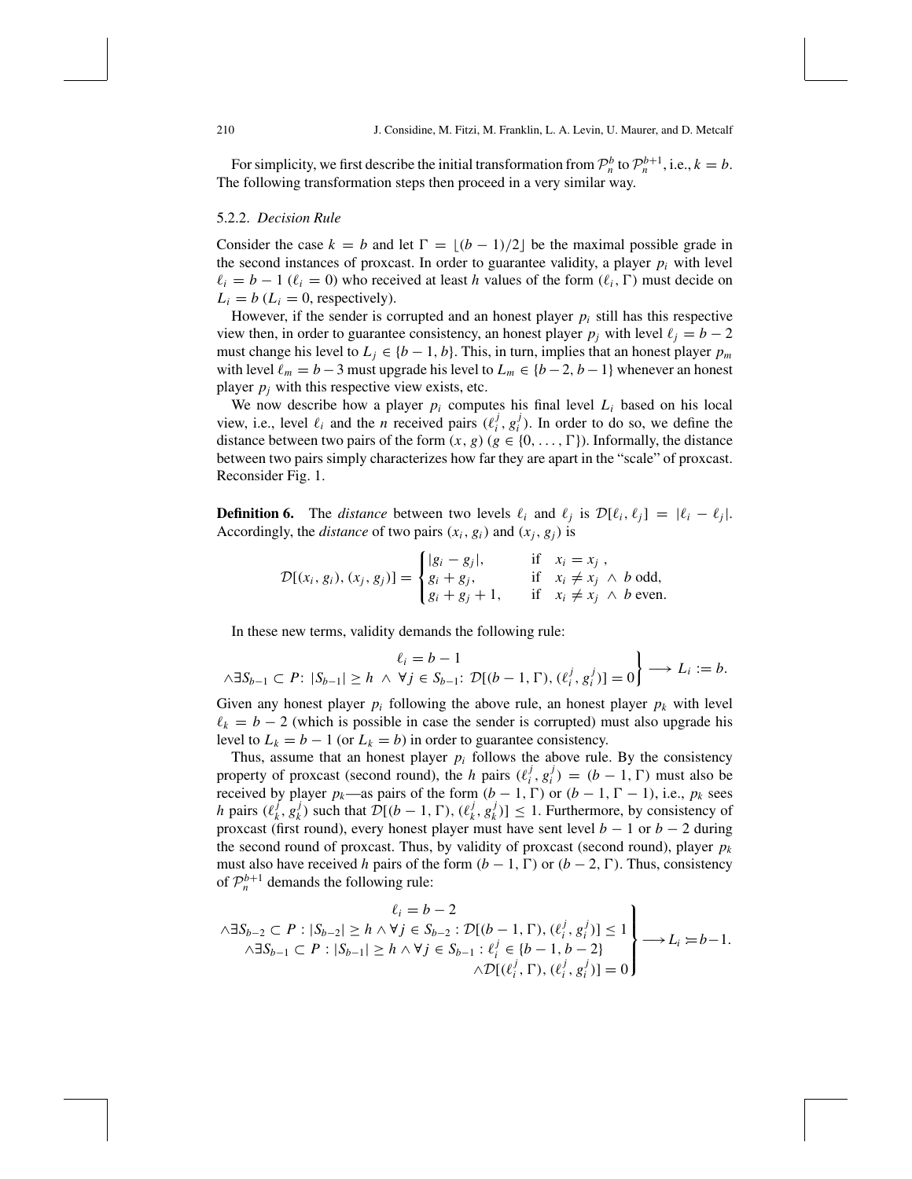For simplicity, we first describe the initial transformation from $\mathcal{P}_n^b$ to $\mathcal{P}_n^{b+1}$, i.e., $k = b$. The following transformation steps then proceed in a very similar way.

### 5.2.2. *Decision Rule*

Consider the case $k = b$ and let $\Gamma = \lfloor (b-1)/2 \rfloor$ be the maximal possible grade in the second instances of proxcast. In order to guarantee validity, a player $p_i$ with level $\ell_i = b - 1$ ($\ell_i = 0$) who received at least $h$ values of the form $(\ell_i, \Gamma)$ must decide on $L_i = b$ ($L_i = 0$, respectively).

However, if the sender is corrupted and an honest player $p_i$ still has this respective view then, in order to guarantee consistency, an honest player $p_j$ with level $\ell_j = b - 2$ must change his level to $L_j \in \{b-1, b\}$. This, in turn, implies that an honest player $p_m$ with level $\ell_m = b - 3$ must upgrade his level to $L_m \in \{b-2, b-1\}$ whenever an honest player $p_j$ with this respective view exists, etc.

We now describe how a player $p_i$ computes his final level $L_i$ based on his local view, i.e., level $\ell_i$ and the $n$ received pairs $(\ell_i^j, g_i^j)$. In order to do so, we define the distance between two pairs of the form $(x, g)$ ($g \in \{0, \ldots, \Gamma\}$). Informally, the distance between two pairs simply characterizes how far they are apart in the "scale" of proxcast. Reconsider Fig. 1.

**Definition 6.** The *distance* between two levels $\ell_i$ and $\ell_j$ is $\mathcal{D}[\ell_i, \ell_j] = |\ell_i - \ell_j|$. Accordingly, the *distance* of two pairs $(x_i, g_i)$ and $(x_j, g_j)$ is

$$\mathcal{D}[(x_i, g_i), (x_j, g_j)] = \begin{cases} |g_i - g_j|, & \text{if} \quad x_i = x_j \ , \\ g_i + g_j, & \text{if} \quad x_i \neq x_j \ \wedge \ b \text{ odd}, \\ g_i + g_j + 1, & \text{if} \quad x_i \neq x_j \ \wedge \ b \text{ even}. \end{cases}$$

In these new terms, validity demands the following rule:

$$\left.\begin{array}{c} \ell_i = b - 1 \\ \wedge \exists S_{b-1} \subset P \colon |S_{b-1}| \geq h \ \wedge \ \forall j \in S_{b-1} \colon \mathcal{D}[(b-1, \Gamma), (\ell_i^j, g_i^j)] = 0 \end{array}\right\} \longrightarrow L_i := b.$$

Given any honest player $p_i$ following the above rule, an honest player $p_k$ with level $\ell_k = b - 2$ (which is possible in case the sender is corrupted) must also upgrade his level to $L_k = b - 1$ (or $L_k = b$) in order to guarantee consistency.

Thus, assume that an honest player $p_i$ follows the above rule. By the consistency property of proxcast (second round), the $h$ pairs $(\ell_i^j, g_i^j) = (b-1, \Gamma)$ must also be received by player $p_k$—as pairs of the form $(b-1, \Gamma)$ or $(b-1, \Gamma-1)$, i.e., $p_k$ sees $h$ pairs $(\ell_k^j, g_k^j)$ such that $\mathcal{D}[(b-1, \Gamma), (\ell_k^j, g_k^j)] \leq 1$. Furthermore, by consistency of proxcast (first round), every honest player must have sent level $b - 1$ or $b - 2$ during the second round of proxcast. Thus, by validity of proxcast (second round), player $p_k$ must also have received $h$ pairs of the form $(b-1, \Gamma)$ or $(b-2, \Gamma)$. Thus, consistency of $\mathcal{P}_n^{b+1}$ demands the following rule:

$$\left.\begin{array}{r} \ell_i = b - 2 \\ \wedge \exists S_{b-2} \subset P : |S_{b-2}| \geq h \wedge \forall j \in S_{b-2} : \mathcal{D}[(b-1, \Gamma), (\ell_i^j, g_i^j)] \leq 1 \\ \wedge \exists S_{b-1} \subset P : |S_{b-1}| \geq h \wedge \forall j \in S_{b-1} : \ell_i^j \in \{b-1, b-2\} \\ \wedge \mathcal{D}[(\ell_i^j, \Gamma), (\ell_i^j, g_i^j)] = 0 \end{array}\right\} \longrightarrow L_i := b-1.$$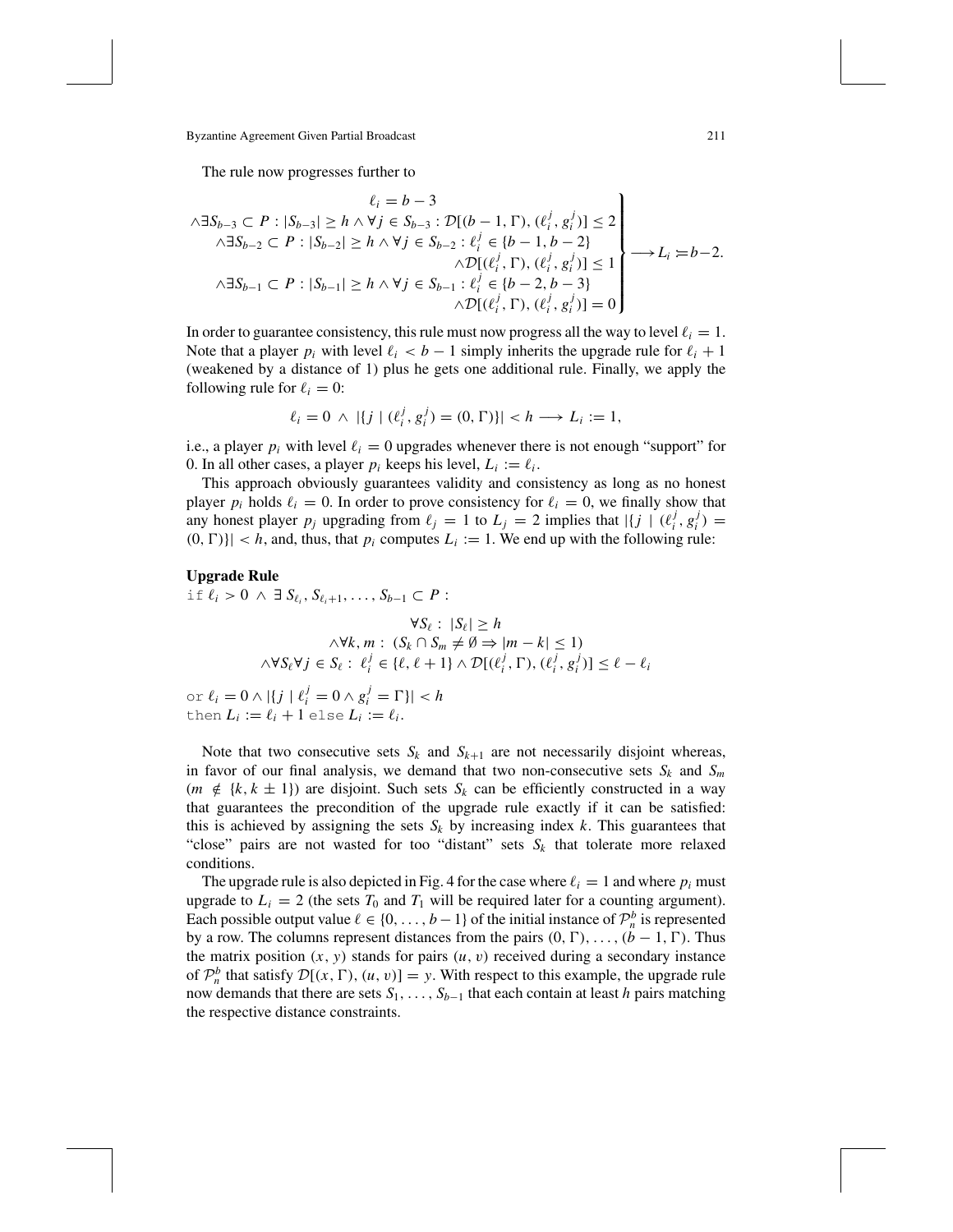The rule now progresses further to

$$\left.\begin{array}{c} \ell_i = b-3 \\ \wedge \exists S_{b-3} \subset P : |S_{b-3}| \geq h \wedge \forall j \in S_{b-3} : \mathcal{D}[(b-1, \Gamma), (\ell_i^j, g_i^j)] \leq 2 \\ \wedge \exists S_{b-2} \subset P : |S_{b-2}| \geq h \wedge \forall j \in S_{b-2} : \ell_i^j \in \{b-1, b-2\} \\ \wedge \mathcal{D}[(\ell_i^j, \Gamma), (\ell_i^j, g_i^j)] \leq 1 \\ \wedge \exists S_{b-1} \subset P : |S_{b-1}| \geq h \wedge \forall j \in S_{b-1} : \ell_i^j \in \{b-2, b-3\} \\ \wedge \mathcal{D}[(\ell_i^j, \Gamma), (\ell_i^j, g_i^j)] = 0 \end{array}\right\} \longrightarrow L_i := b-2.$$

In order to guarantee consistency, this rule must now progress all the way to level $\ell_i = 1$. Note that a player $p_i$ with level $\ell_i < b-1$ simply inherits the upgrade rule for $\ell_i + 1$ (weakened by a distance of 1) plus he gets one additional rule. Finally, we apply the following rule for $\ell_i = 0$:

$$\ell_i = 0 \;\wedge\; |\{j \mid (\ell_i^j, g_i^j) = (0, \Gamma)\}| < h \longrightarrow L_i := 1,$$

i.e., a player $p_i$ with level $\ell_i = 0$ upgrades whenever there is not enough "support" for 0. In all other cases, a player $p_i$ keeps his level, $L_i := \ell_i$.

This approach obviously guarantees validity and consistency as long as no honest player $p_i$ holds $\ell_i = 0$. In order to prove consistency for $\ell_i = 0$, we finally show that any honest player $p_j$ upgrading from $\ell_j = 1$ to $L_j = 2$ implies that $|\{j \mid (\ell_i^j, g_i^j) = (0, \Gamma)\}| < h$, and, thus, that $p_i$ computes $L_i := 1$. We end up with the following rule:

**Upgrade Rule**

if $\ell_i > 0 \;\wedge\; \exists\, S_{\ell_i}, S_{\ell_i+1}, \ldots, S_{b-1} \subset P$ :

$$\begin{array}{c} \forall S_\ell : \; |S_\ell| \geq h \\ \wedge \forall k, m : \; (S_k \cap S_m \neq \emptyset \Rightarrow |m-k| \leq 1) \\ \wedge \forall S_\ell \forall j \in S_\ell : \; \ell_i^j \in \{\ell, \ell+1\} \wedge \mathcal{D}[(\ell_i^j, \Gamma), (\ell_i^j, g_i^j)] \leq \ell - \ell_i \end{array}$$

or $\ell_i = 0 \wedge |\{j \mid \ell_i^j = 0 \wedge g_i^j = \Gamma\}| < h$
then $L_i := \ell_i + 1$ else $L_i := \ell_i$.

Note that two consecutive sets $S_k$ and $S_{k+1}$ are not necessarily disjoint whereas, in favor of our final analysis, we demand that two non-consecutive sets $S_k$ and $S_m$ ($m \notin \{k, k \pm 1\}$) are disjoint. Such sets $S_k$ can be efficiently constructed in a way that guarantees the precondition of the upgrade rule exactly if it can be satisfied: this is achieved by assigning the sets $S_k$ by increasing index $k$. This guarantees that "close" pairs are not wasted for too "distant" sets $S_k$ that tolerate more relaxed conditions.

The upgrade rule is also depicted in Fig. 4 for the case where $\ell_i = 1$ and where $p_i$ must upgrade to $L_i = 2$ (the sets $T_0$ and $T_1$ will be required later for a counting argument). Each possible output value $\ell \in \{0, \ldots, b-1\}$ of the initial instance of $\mathcal{P}_n^b$ is represented by a row. The columns represent distances from the pairs $(0, \Gamma), \ldots, (b-1, \Gamma)$. Thus the matrix position $(x, y)$ stands for pairs $(u, v)$ received during a secondary instance of $\mathcal{P}_n^b$ that satisfy $\mathcal{D}[(x, \Gamma), (u, v)] = y$. With respect to this example, the upgrade rule now demands that there are sets $S_1, \ldots, S_{b-1}$ that each contain at least $h$ pairs matching the respective distance constraints.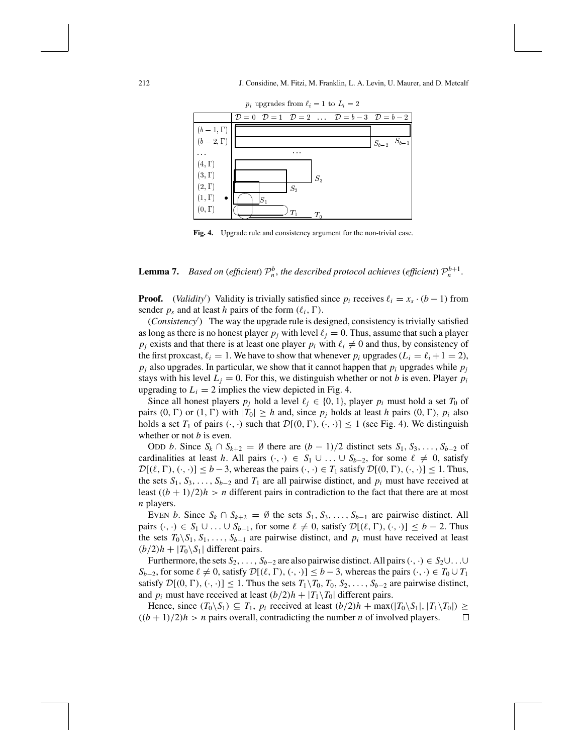$p_i$ upgrades from $\ell_i = 1$ to $L_i = 2$

|  | $\mathcal{D}=0$ $\mathcal{D}=1$ $\mathcal{D}=2$ $\ldots$ $\mathcal{D}=b-3$ $\mathcal{D}=b-2$ |
|---|---|
| $(b-1,\Gamma)$ |  |
| $(b-2,\Gamma)$ | $S_{b-2}$ $S_{b-1}$ |
| $\ldots$ | $\ldots$ |
| $(4,\Gamma)$ |  |
| $(3,\Gamma)$ | $S_3$ |
| $(2,\Gamma)$ | $S_2$ |
| $(1,\Gamma)$ $\bullet$ | $S_1$ |
| $(0,\Gamma)$ | $T_1$ $T_0$ |

**Fig. 4.** Upgrade rule and consistency argument for the non-trivial case.

**Lemma 7.** *Based on* (*efficient*) $\mathcal{P}_n^b$, *the described protocol achieves* (*efficient*) $\mathcal{P}_n^{b+1}$.

**Proof.** (*Validity*$'$) Validity is trivially satisfied since $p_i$ receives $\ell_i = x_s \cdot (b-1)$ from sender $p_s$ and at least $h$ pairs of the form $(\ell_i, \Gamma)$.

(*Consistency*$'$) The way the upgrade rule is designed, consistency is trivially satisfied as long as there is no honest player $p_j$ with level $\ell_j = 0$. Thus, assume that such a player $p_j$ exists and that there is at least one player $p_i$ with $\ell_i \neq 0$ and thus, by consistency of the first proxcast, $\ell_i = 1$. We have to show that whenever $p_i$ upgrades ($L_i = \ell_i + 1 = 2$), $p_j$ also upgrades. In particular, we show that it cannot happen that $p_i$ upgrades while $p_j$ stays with his level $L_j = 0$. For this, we distinguish whether or not $b$ is even. Player $p_i$ upgrading to $L_i = 2$ implies the view depicted in Fig. 4.

Since all honest players $p_j$ hold a level $\ell_j \in \{0, 1\}$, player $p_i$ must hold a set $T_0$ of pairs $(0, \Gamma)$ or $(1, \Gamma)$ with $|T_0| \geq h$ and, since $p_j$ holds at least $h$ pairs $(0, \Gamma)$, $p_i$ also holds a set $T_1$ of pairs $(\cdot, \cdot)$ such that $\mathcal{D}[(0, \Gamma), (\cdot, \cdot)] \leq 1$ (see Fig. 4). We distinguish whether or not $b$ is even.

ODD $b$. Since $S_k \cap S_{k+2} = \emptyset$ there are $(b-1)/2$ distinct sets $S_1, S_3, \ldots, S_{b-2}$ of cardinalities at least $h$. All pairs $(\cdot, \cdot) \in S_1 \cup \ldots \cup S_{b-2}$, for some $\ell \neq 0$, satisfy $\mathcal{D}[(\ell, \Gamma), (\cdot, \cdot)] \leq b-3$, whereas the pairs $(\cdot, \cdot) \in T_1$ satisfy $\mathcal{D}[(0, \Gamma), (\cdot, \cdot)] \leq 1$. Thus, the sets $S_1, S_3, \ldots, S_{b-2}$ and $T_1$ are all pairwise distinct, and $p_i$ must have received at least $((b+1)/2)h > n$ different pairs in contradiction to the fact that there are at most $n$ players.

EVEN $b$. Since $S_k \cap S_{k+2} = \emptyset$ the sets $S_1, S_3, \ldots, S_{b-1}$ are pairwise distinct. All pairs $(\cdot, \cdot) \in S_1 \cup \ldots \cup S_{b-1}$, for some $\ell \neq 0$, satisfy $\mathcal{D}[(\ell, \Gamma), (\cdot, \cdot)] \leq b-2$. Thus the sets $T_0 \backslash S_1, S_1, \ldots, S_{b-1}$ are pairwise distinct, and $p_i$ must have received at least $(b/2)h + |T_0 \backslash S_1|$ different pairs.

Furthermore, the sets $S_2, \ldots, S_{b-2}$ are also pairwise distinct. All pairs $(\cdot, \cdot) \in S_2 \cup \ldots \cup S_{b-2}$, for some $\ell \neq 0$, satisfy $\mathcal{D}[(\ell, \Gamma), (\cdot, \cdot)] \leq b-3$, whereas the pairs $(\cdot, \cdot) \in T_0 \cup T_1$ satisfy $\mathcal{D}[(0, \Gamma), (\cdot, \cdot)] \leq 1$. Thus the sets $T_1 \backslash T_0, T_0, S_2, \ldots, S_{b-2}$ are pairwise distinct, and $p_i$ must have received at least $(b/2)h + |T_1 \backslash T_0|$ different pairs.

Hence, since $(T_0 \backslash S_1) \subseteq T_1$, $p_i$ received at least $(b/2)h + \max(|T_0 \backslash S_1|, |T_1 \backslash T_0|) \geq ((b+1)/2)h > n$ pairs overall, contradicting the number $n$ of involved players. $\square$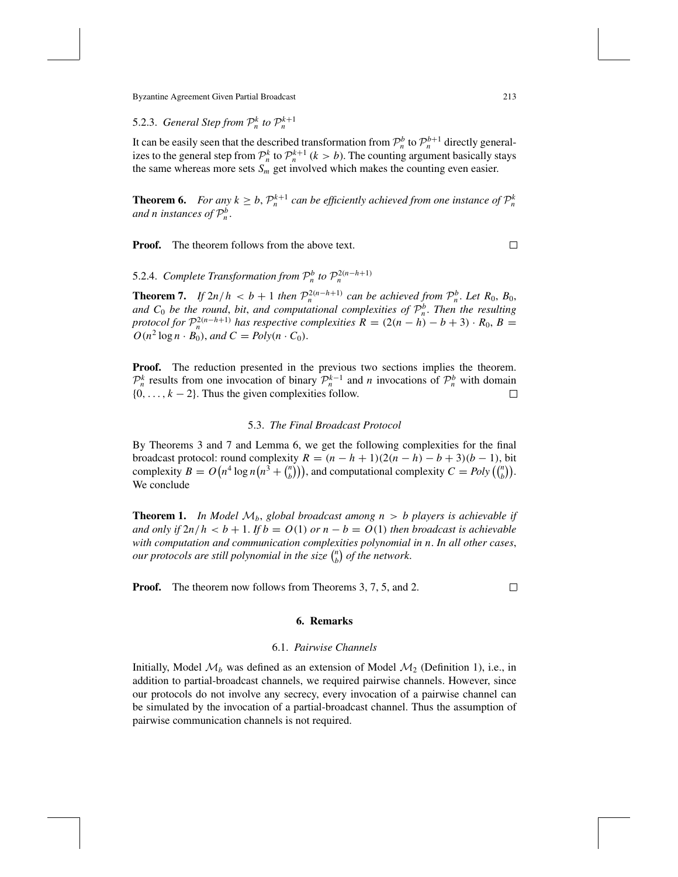#### 5.2.3. *General Step from $\mathcal{P}_n^k$ to $\mathcal{P}_n^{k+1}$*

It can be easily seen that the described transformation from $\mathcal{P}_n^b$ to $\mathcal{P}_n^{b+1}$ directly generalizes to the general step from $\mathcal{P}_n^k$ to $\mathcal{P}_n^{k+1}$ ($k > b$). The counting argument basically stays the same whereas more sets $S_m$ get involved which makes the counting even easier.

**Theorem 6.** *For any $k \geq b$, $\mathcal{P}_n^{k+1}$ can be efficiently achieved from one instance of $\mathcal{P}_n^k$ and $n$ instances of $\mathcal{P}_n^b$.*

**Proof.** The theorem follows from the above text. □

#### 5.2.4. *Complete Transformation from $\mathcal{P}_n^b$ to $\mathcal{P}_n^{2(n-h+1)}$*

**Theorem 7.** *If $2n/h < b + 1$ then $\mathcal{P}_n^{2(n-h+1)}$ can be achieved from $\mathcal{P}_n^b$. Let $R_0$, $B_0$, and $C_0$ be the round, bit, and computational complexities of $\mathcal{P}_n^b$. Then the resulting protocol for $\mathcal{P}_n^{2(n-h+1)}$ has respective complexities $R = (2(n-h) - b + 3) \cdot R_0$, $B = O(n^2 \log n \cdot B_0)$, and $C = Poly(n \cdot C_0)$.*

**Proof.** The reduction presented in the previous two sections implies the theorem. $\mathcal{P}_n^k$ results from one invocation of binary $\mathcal{P}_n^{k-1}$ and $n$ invocations of $\mathcal{P}_n^b$ with domain $\{0, \ldots, k-2\}$. Thus the given complexities follow. □

### 5.3. *The Final Broadcast Protocol*

By Theorems 3 and 7 and Lemma 6, we get the following complexities for the final broadcast protocol: round complexity $R = (n - h + 1)(2(n - h) - b + 3)(b - 1)$, bit complexity $B = O\big(n^4 \log n \big(n^3 + \binom{n}{b}\big)\big)$, and computational complexity $C = Poly\big(\binom{n}{b}\big)$. We conclude

**Theorem 1.** *In Model $\mathcal{M}_b$, global broadcast among $n > b$ players is achievable if and only if $2n/h < b + 1$. If $b = O(1)$ or $n - b = O(1)$ then broadcast is achievable with computation and communication complexities polynomial in $n$. In all other cases, our protocols are still polynomial in the size $\binom{n}{b}$ of the network.*

**Proof.** The theorem now follows from Theorems 3, 7, 5, and 2. □

## 6. Remarks

### 6.1. *Pairwise Channels*

Initially, Model $\mathcal{M}_b$ was defined as an extension of Model $\mathcal{M}_2$ (Definition 1), i.e., in addition to partial-broadcast channels, we required pairwise channels. However, since our protocols do not involve any secrecy, every invocation of a pairwise channel can be simulated by the invocation of a partial-broadcast channel. Thus the assumption of pairwise communication channels is not required.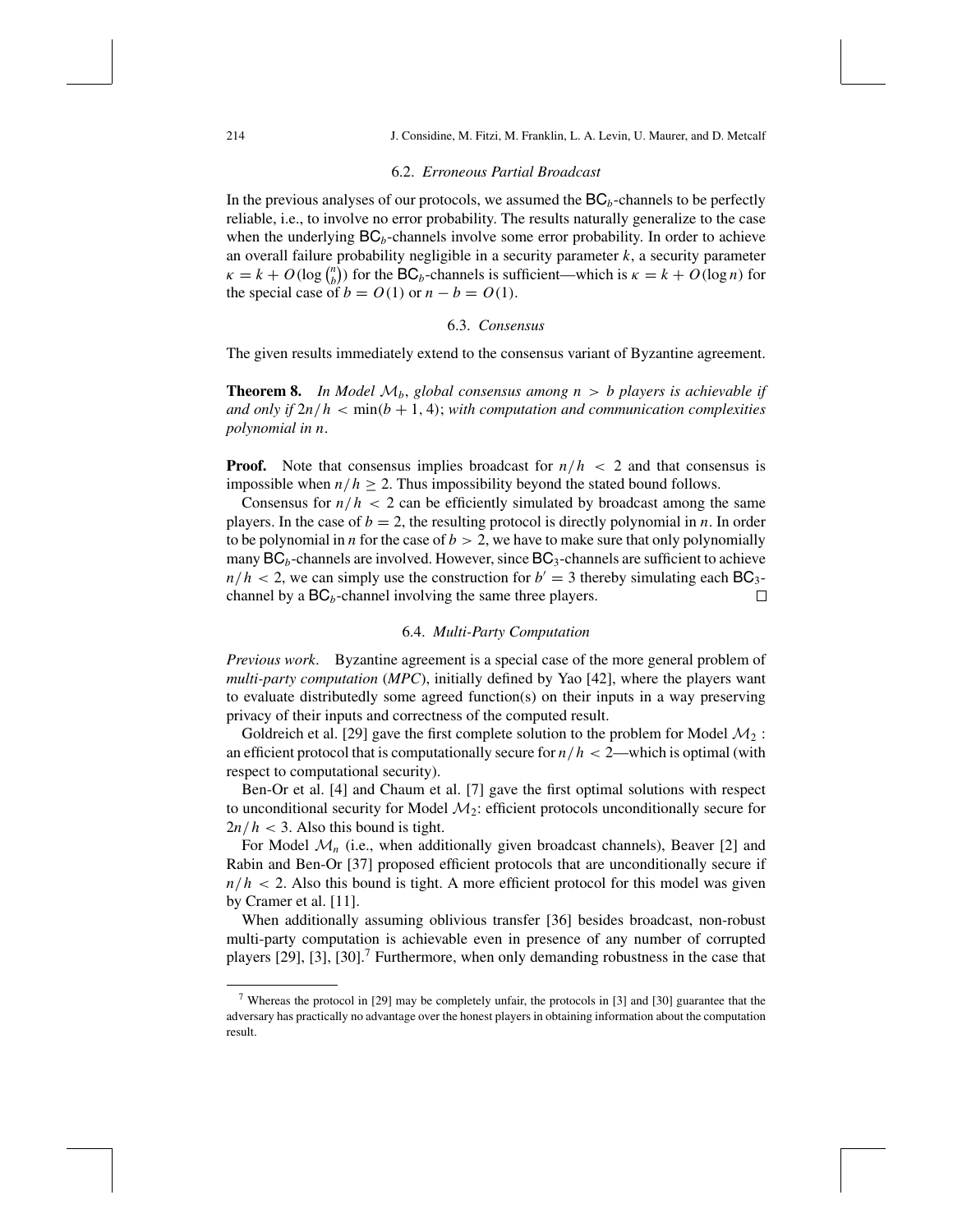### 6.2. *Erroneous Partial Broadcast*

In the previous analyses of our protocols, we assumed the $\mathsf{BC}_b$-channels to be perfectly reliable, i.e., to involve no error probability. The results naturally generalize to the case when the underlying $\mathsf{BC}_b$-channels involve some error probability. In order to achieve an overall failure probability negligible in a security parameter $k$, a security parameter $\kappa = k + O(\log \binom{n}{b})$ for the $\mathsf{BC}_b$-channels is sufficient—which is $\kappa = k + O(\log n)$ for the special case of $b = O(1)$ or $n - b = O(1)$.

### 6.3. *Consensus*

The given results immediately extend to the consensus variant of Byzantine agreement.

**Theorem 8.** *In Model $\mathcal{M}_b$, global consensus among $n > b$ players is achievable if and only if $2n/h < \min(b+1, 4)$; with computation and communication complexities polynomial in $n$.*

**Proof.** Note that consensus implies broadcast for $n/h < 2$ and that consensus is impossible when $n/h \geq 2$. Thus impossibility beyond the stated bound follows.

Consensus for $n/h < 2$ can be efficiently simulated by broadcast among the same players. In the case of $b = 2$, the resulting protocol is directly polynomial in $n$. In order to be polynomial in $n$ for the case of $b > 2$, we have to make sure that only polynomially many $\mathsf{BC}_b$-channels are involved. However, since $\mathsf{BC}_3$-channels are sufficient to achieve $n/h < 2$, we can simply use the construction for $b' = 3$ thereby simulating each $\mathsf{BC}_3$-channel by a $\mathsf{BC}_b$-channel involving the same three players. □

### 6.4. *Multi-Party Computation*

*Previous work*. Byzantine agreement is a special case of the more general problem of *multi-party computation* (*MPC*), initially defined by Yao [42], where the players want to evaluate distributedly some agreed function(s) on their inputs in a way preserving privacy of their inputs and correctness of the computed result.

Goldreich et al. [29] gave the first complete solution to the problem for Model $\mathcal{M}_2$ : an efficient protocol that is computationally secure for $n/h < 2$—which is optimal (with respect to computational security).

Ben-Or et al. [4] and Chaum et al. [7] gave the first optimal solutions with respect to unconditional security for Model $\mathcal{M}_2$: efficient protocols unconditionally secure for $2n/h < 3$. Also this bound is tight.

For Model $\mathcal{M}_n$ (i.e., when additionally given broadcast channels), Beaver [2] and Rabin and Ben-Or [37] proposed efficient protocols that are unconditionally secure if $n/h < 2$. Also this bound is tight. A more efficient protocol for this model was given by Cramer et al. [11].

When additionally assuming oblivious transfer [36] besides broadcast, non-robust multi-party computation is achievable even in presence of any number of corrupted players [29], [3], [30].[7] Furthermore, when only demanding robustness in the case that

[7] Whereas the protocol in [29] may be completely unfair, the protocols in [3] and [30] guarantee that the adversary has practically no advantage over the honest players in obtaining information about the computation result.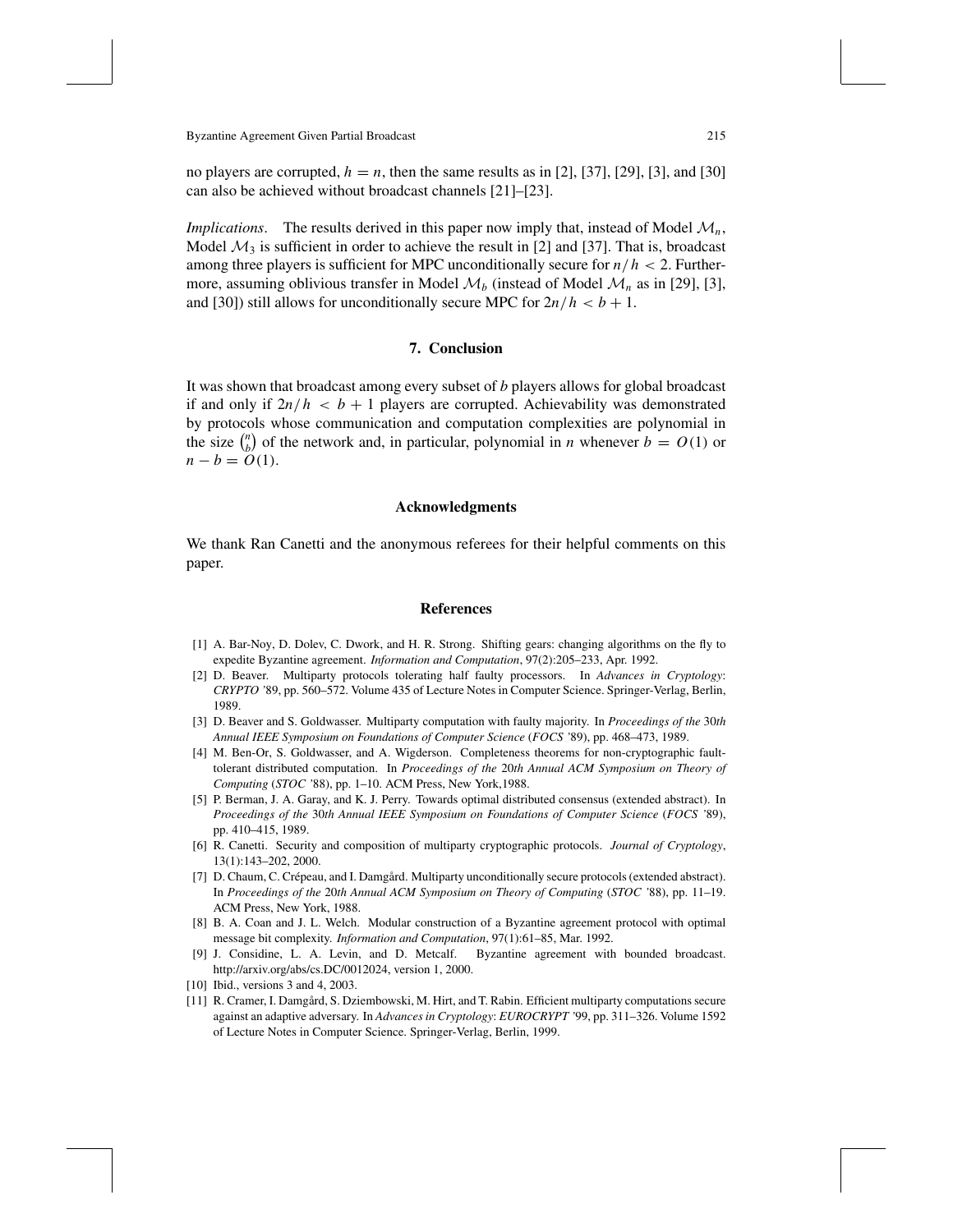no players are corrupted, $h = n$, then the same results as in [2], [37], [29], [3], and [30] can also be achieved without broadcast channels [21]–[23].

*Implications*. The results derived in this paper now imply that, instead of Model $\mathcal{M}_n$, Model $\mathcal{M}_3$ is sufficient in order to achieve the result in [2] and [37]. That is, broadcast among three players is sufficient for MPC unconditionally secure for $n/h < 2$. Furthermore, assuming oblivious transfer in Model $\mathcal{M}_b$ (instead of Model $\mathcal{M}_n$ as in [29], [3], and [30]) still allows for unconditionally secure MPC for $2n/h < b + 1$.

## 7. Conclusion

It was shown that broadcast among every subset of $b$ players allows for global broadcast if and only if $2n/h < b + 1$ players are corrupted. Achievability was demonstrated by protocols whose communication and computation complexities are polynomial in the size $\binom{n}{b}$ of the network and, in particular, polynomial in $n$ whenever $b = O(1)$ or $n - b = O(1)$.

## Acknowledgments

We thank Ran Canetti and the anonymous referees for their helpful comments on this paper.

## References

[1] A. Bar-Noy, D. Dolev, C. Dwork, and H. R. Strong. Shifting gears: changing algorithms on the fly to expedite Byzantine agreement. *Information and Computation*, 97(2):205–233, Apr. 1992.

[2] D. Beaver. Multiparty protocols tolerating half faulty processors. In *Advances in Cryptology: CRYPTO '89*, pp. 560–572. Volume 435 of Lecture Notes in Computer Science. Springer-Verlag, Berlin, 1989.

[3] D. Beaver and S. Goldwasser. Multiparty computation with faulty majority. In *Proceedings of the 30th Annual IEEE Symposium on Foundations of Computer Science (FOCS '89)*, pp. 468–473, 1989.

[4] M. Ben-Or, S. Goldwasser, and A. Wigderson. Completeness theorems for non-cryptographic fault-tolerant distributed computation. In *Proceedings of the 20th Annual ACM Symposium on Theory of Computing (STOC '88)*, pp. 1–10. ACM Press, New York,1988.

[5] P. Berman, J. A. Garay, and K. J. Perry. Towards optimal distributed consensus (extended abstract). In *Proceedings of the 30th Annual IEEE Symposium on Foundations of Computer Science (FOCS '89)*, pp. 410–415, 1989.

[6] R. Canetti. Security and composition of multiparty cryptographic protocols. *Journal of Cryptology*, 13(1):143–202, 2000.

[7] D. Chaum, C. Crépeau, and I. Damgård. Multiparty unconditionally secure protocols (extended abstract). In *Proceedings of the 20th Annual ACM Symposium on Theory of Computing (STOC '88)*, pp. 11–19. ACM Press, New York, 1988.

[8] B. A. Coan and J. L. Welch. Modular construction of a Byzantine agreement protocol with optimal message bit complexity. *Information and Computation*, 97(1):61–85, Mar. 1992.

[9] J. Considine, L. A. Levin, and D. Metcalf. Byzantine agreement with bounded broadcast. http://arxiv.org/abs/cs.DC/0012024, version 1, 2000.

[10] Ibid., versions 3 and 4, 2003.

[11] R. Cramer, I. Damgård, S. Dziembowski, M. Hirt, and T. Rabin. Efficient multiparty computations secure against an adaptive adversary. In *Advances in Cryptology: EUROCRYPT '99*, pp. 311–326. Volume 1592 of Lecture Notes in Computer Science. Springer-Verlag, Berlin, 1999.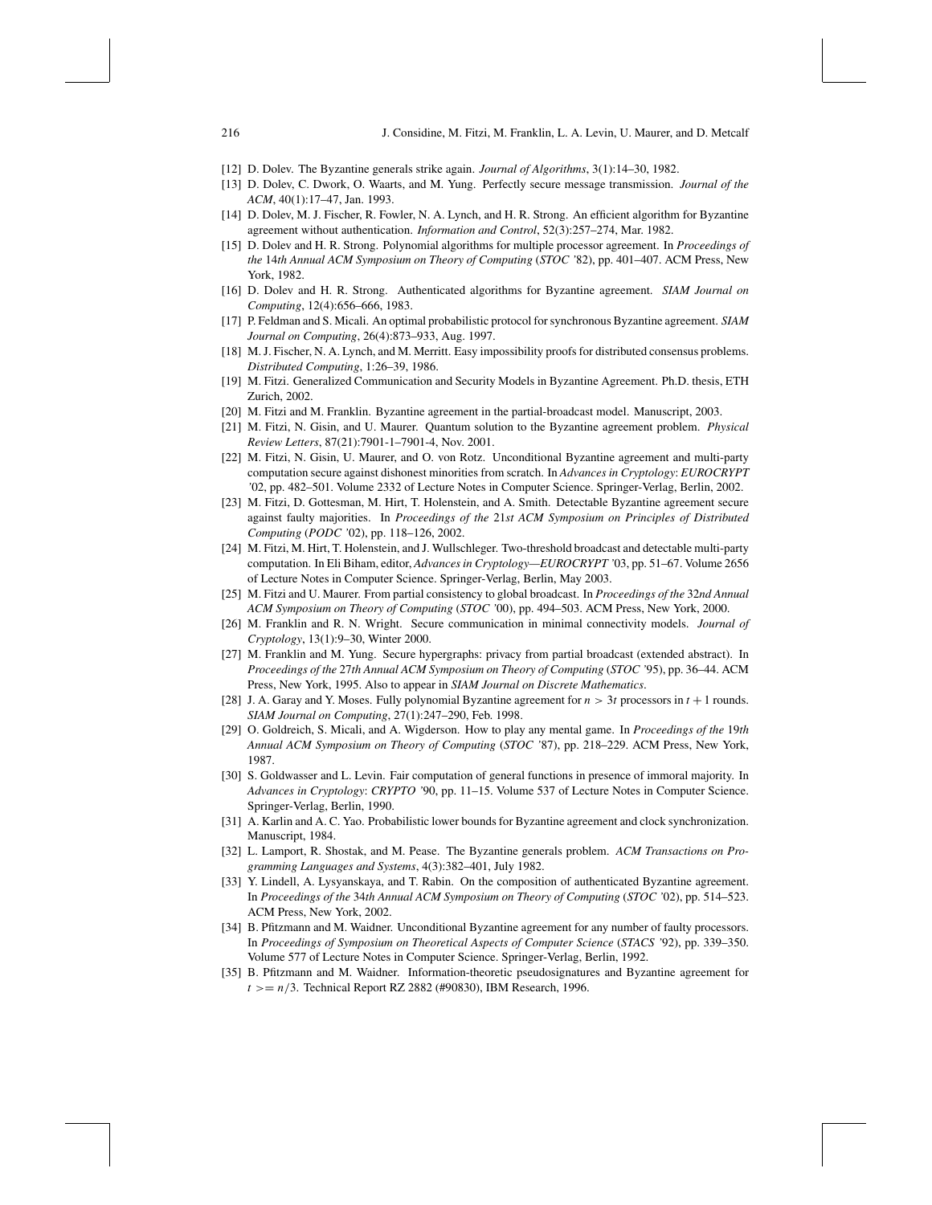[12] D. Dolev. The Byzantine generals strike again. *Journal of Algorithms*, 3(1):14–30, 1982.

[13] D. Dolev, C. Dwork, O. Waarts, and M. Yung. Perfectly secure message transmission. *Journal of the ACM*, 40(1):17–47, Jan. 1993.

[14] D. Dolev, M. J. Fischer, R. Fowler, N. A. Lynch, and H. R. Strong. An efficient algorithm for Byzantine agreement without authentication. *Information and Control*, 52(3):257–274, Mar. 1982.

[15] D. Dolev and H. R. Strong. Polynomial algorithms for multiple processor agreement. In *Proceedings of the* 14*th Annual ACM Symposium on Theory of Computing* (*STOC* '82), pp. 401–407. ACM Press, New York, 1982.

[16] D. Dolev and H. R. Strong. Authenticated algorithms for Byzantine agreement. *SIAM Journal on Computing*, 12(4):656–666, 1983.

[17] P. Feldman and S. Micali. An optimal probabilistic protocol for synchronous Byzantine agreement. *SIAM Journal on Computing*, 26(4):873–933, Aug. 1997.

[18] M. J. Fischer, N. A. Lynch, and M. Merritt. Easy impossibility proofs for distributed consensus problems. *Distributed Computing*, 1:26–39, 1986.

[19] M. Fitzi. Generalized Communication and Security Models in Byzantine Agreement. Ph.D. thesis, ETH Zurich, 2002.

[20] M. Fitzi and M. Franklin. Byzantine agreement in the partial-broadcast model. Manuscript, 2003.

[21] M. Fitzi, N. Gisin, and U. Maurer. Quantum solution to the Byzantine agreement problem. *Physical Review Letters*, 87(21):7901-1–7901-4, Nov. 2001.

[22] M. Fitzi, N. Gisin, U. Maurer, and O. von Rotz. Unconditional Byzantine agreement and multi-party computation secure against dishonest minorities from scratch. In *Advances in Cryptology*: *EUROCRYPT '02*, pp. 482–501. Volume 2332 of Lecture Notes in Computer Science. Springer-Verlag, Berlin, 2002.

[23] M. Fitzi, D. Gottesman, M. Hirt, T. Holenstein, and A. Smith. Detectable Byzantine agreement secure against faulty majorities. In *Proceedings of the* 21*st ACM Symposium on Principles of Distributed Computing* (*PODC* '02), pp. 118–126, 2002.

[24] M. Fitzi, M. Hirt, T. Holenstein, and J. Wullschleger. Two-threshold broadcast and detectable multi-party computation. In Eli Biham, editor, *Advances in Cryptology—EUROCRYPT '03*, pp. 51–67. Volume 2656 of Lecture Notes in Computer Science. Springer-Verlag, Berlin, May 2003.

[25] M. Fitzi and U. Maurer. From partial consistency to global broadcast. In *Proceedings of the* 32*nd Annual ACM Symposium on Theory of Computing* (*STOC* '00), pp. 494–503. ACM Press, New York, 2000.

[26] M. Franklin and R. N. Wright. Secure communication in minimal connectivity models. *Journal of Cryptology*, 13(1):9–30, Winter 2000.

[27] M. Franklin and M. Yung. Secure hypergraphs: privacy from partial broadcast (extended abstract). In *Proceedings of the* 27*th Annual ACM Symposium on Theory of Computing* (*STOC* '95), pp. 36–44. ACM Press, New York, 1995. Also to appear in *SIAM Journal on Discrete Mathematics*.

[28] J. A. Garay and Y. Moses. Fully polynomial Byzantine agreement for $n > 3t$ processors in $t + 1$ rounds. *SIAM Journal on Computing*, 27(1):247–290, Feb. 1998.

[29] O. Goldreich, S. Micali, and A. Wigderson. How to play any mental game. In *Proceedings of the* 19*th Annual ACM Symposium on Theory of Computing* (*STOC* '87), pp. 218–229. ACM Press, New York, 1987.

[30] S. Goldwasser and L. Levin. Fair computation of general functions in presence of immoral majority. In *Advances in Cryptology*: *CRYPTO '90*, pp. 11–15. Volume 537 of Lecture Notes in Computer Science. Springer-Verlag, Berlin, 1990.

[31] A. Karlin and A. C. Yao. Probabilistic lower bounds for Byzantine agreement and clock synchronization. Manuscript, 1984.

[32] L. Lamport, R. Shostak, and M. Pease. The Byzantine generals problem. *ACM Transactions on Programming Languages and Systems*, 4(3):382–401, July 1982.

[33] Y. Lindell, A. Lysyanskaya, and T. Rabin. On the composition of authenticated Byzantine agreement. In *Proceedings of the* 34*th Annual ACM Symposium on Theory of Computing* (*STOC* '02), pp. 514–523. ACM Press, New York, 2002.

[34] B. Pfitzmann and M. Waidner. Unconditional Byzantine agreement for any number of faulty processors. In *Proceedings of Symposium on Theoretical Aspects of Computer Science* (*STACS* '92), pp. 339–350. Volume 577 of Lecture Notes in Computer Science. Springer-Verlag, Berlin, 1992.

[35] B. Pfitzmann and M. Waidner. Information-theoretic pseudosignatures and Byzantine agreement for $t >= n/3$. Technical Report RZ 2882 (#90830), IBM Research, 1996.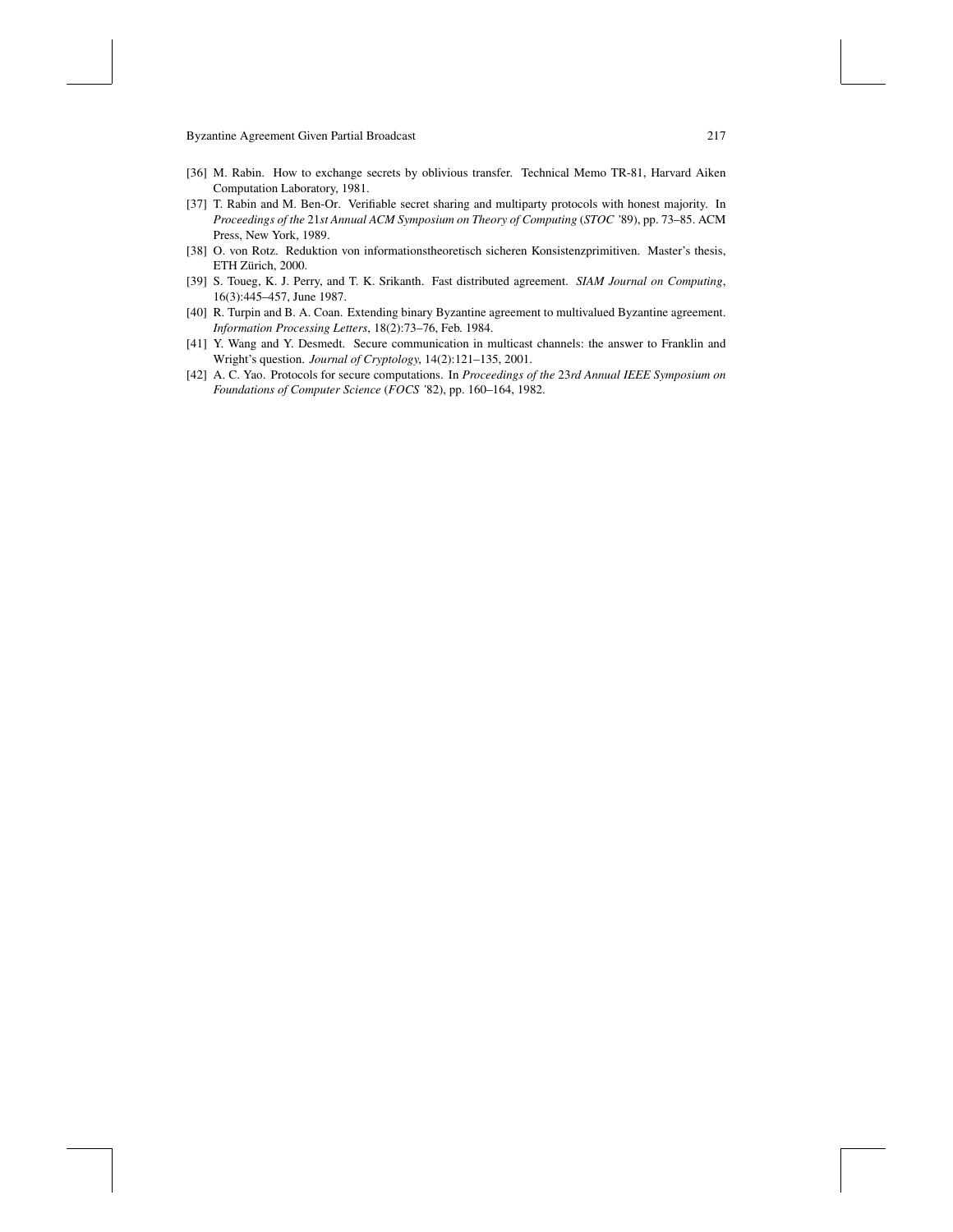[36] M. Rabin. How to exchange secrets by oblivious transfer. Technical Memo TR-81, Harvard Aiken Computation Laboratory, 1981.

[37] T. Rabin and M. Ben-Or. Verifiable secret sharing and multiparty protocols with honest majority. In *Proceedings of the* 21*st Annual ACM Symposium on Theory of Computing* (*STOC* '89), pp. 73–85. ACM Press, New York, 1989.

[38] O. von Rotz. Reduktion von informationstheoretisch sicheren Konsistenzprimitiven. Master's thesis, ETH Zürich, 2000.

[39] S. Toueg, K. J. Perry, and T. K. Srikanth. Fast distributed agreement. *SIAM Journal on Computing*, 16(3):445–457, June 1987.

[40] R. Turpin and B. A. Coan. Extending binary Byzantine agreement to multivalued Byzantine agreement. *Information Processing Letters*, 18(2):73–76, Feb. 1984.

[41] Y. Wang and Y. Desmedt. Secure communication in multicast channels: the answer to Franklin and Wright's question. *Journal of Cryptology*, 14(2):121–135, 2001.

[42] A. C. Yao. Protocols for secure computations. In *Proceedings of the* 23*rd Annual IEEE Symposium on Foundations of Computer Science* (*FOCS* '82), pp. 160–164, 1982.